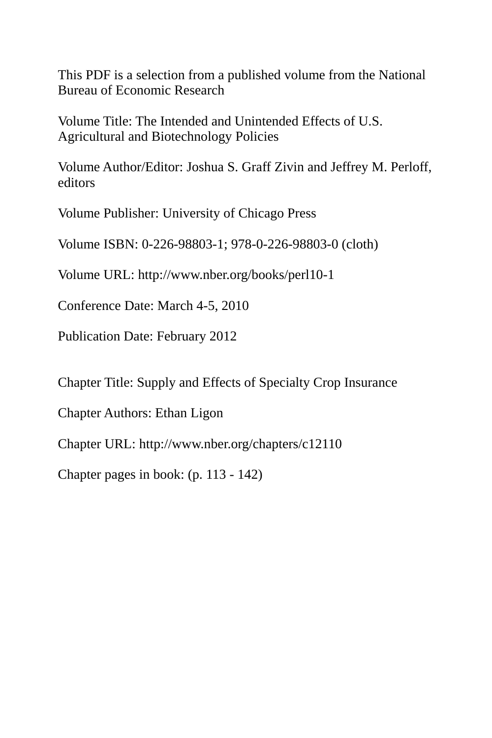This PDF is a selection from a published volume from the National Bureau of Economic Research

Volume Title: The Intended and Unintended Effects of U.S. Agricultural and Biotechnology Policies

Volume Author/Editor: Joshua S. Graff Zivin and Jeffrey M. Perloff, editors

Volume Publisher: University of Chicago Press

Volume ISBN: 0-226-98803-1; 978-0-226-98803-0 (cloth)

Volume URL: http://www.nber.org/books/perl10-1

Conference Date: March 4-5, 2010

Publication Date: February 2012

Chapter Title: Supply and Effects of Specialty Crop Insurance

Chapter Authors: Ethan Ligon

Chapter URL: http://www.nber.org/chapters/c12110

Chapter pages in book: (p. 113 - 142)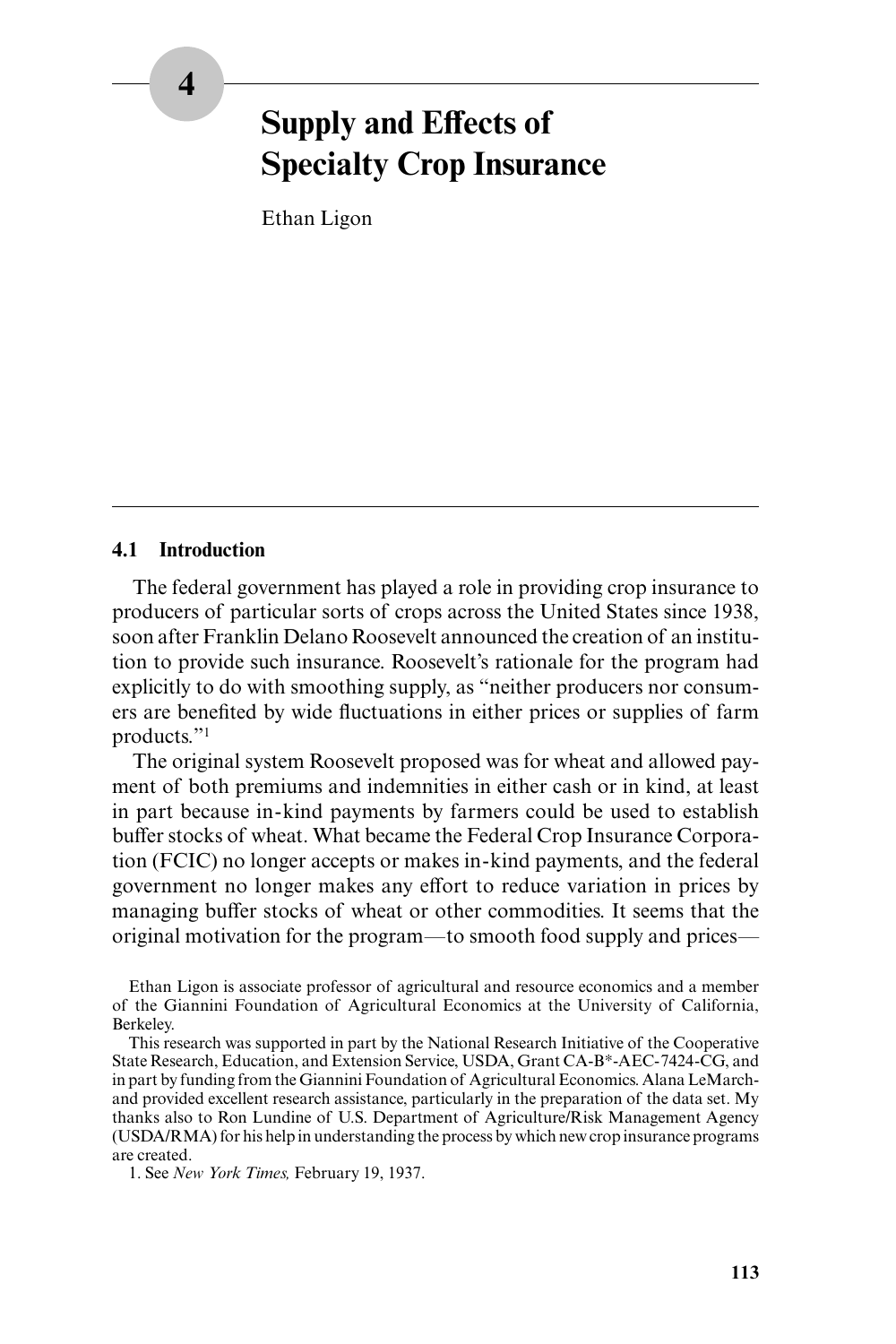# 4 Supply and Effects of Specialty Crop Insurance

Ethan Ligon

## 4.1 Introduction

The federal government has played a role in providing crop insurance to producers of particular sorts of crops across the United States since 1938, soon after Franklin Delano Roosevelt announced the creation of an institution to provide such insurance. Roosevelt's rationale for the program had explicitly to do with smoothing supply, as "neither producers nor consumers are benefited by wide fluctuations in either prices or supplies of farm products."[1]

The original system Roosevelt proposed was for wheat and allowed payment of both premiums and indemnities in either cash or in kind, at least in part because in-kind payments by farmers could be used to establish buffer stocks of wheat. What became the Federal Crop Insurance Corporation (FCIC) no longer accepts or makes in-kind payments, and the federal government no longer makes any effort to reduce variation in prices by managing buffer stocks of wheat or other commodities. It seems that the original motivation for the program—to smooth food supply and prices—

Ethan Ligon is associate professor of agricultural and resource economics and a member of the Giannini Foundation of Agricultural Economics at the University of California, Berkeley.

This research was supported in part by the National Research Initiative of the Cooperative State Research, Education, and Extension Service, USDA, Grant CA-B*-AEC-7424-CG, and in part by funding from the Giannini Foundation of Agricultural Economics. Alana LeMarchand provided excellent research assistance, particularly in the preparation of the data set. My thanks also to Ron Lundine of U.S. Department of Agriculture/Risk Management Agency (USDA/RMA) for his help in understanding the process by which new crop insurance programs are created.

1. See *New York Times,* February 19, 1937.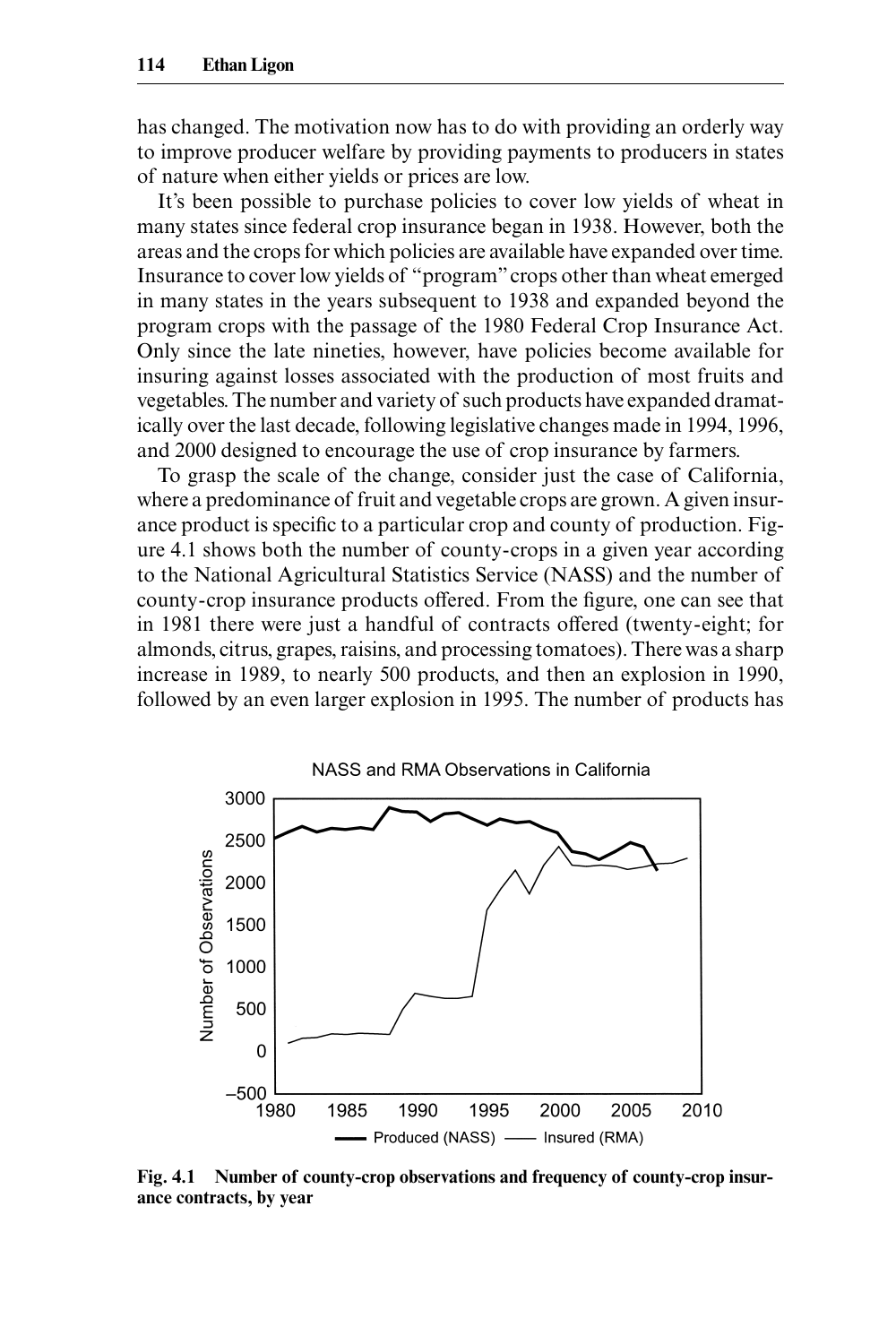has changed. The motivation now has to do with providing an orderly way to improve producer welfare by providing payments to producers in states of nature when either yields or prices are low.

It's been possible to purchase policies to cover low yields of wheat in many states since federal crop insurance began in 1938. However, both the areas and the crops for which policies are available have expanded over time. Insurance to cover low yields of "program" crops other than wheat emerged in many states in the years subsequent to 1938 and expanded beyond the program crops with the passage of the 1980 Federal Crop Insurance Act. Only since the late nineties, however, have policies become available for insuring against losses associated with the production of most fruits and vegetables. The number and variety of such products have expanded dramatically over the last decade, following legislative changes made in 1994, 1996, and 2000 designed to encourage the use of crop insurance by farmers.

To grasp the scale of the change, consider just the case of California, where a predominance of fruit and vegetable crops are grown. A given insurance product is specific to a particular crop and county of production. Figure 4.1 shows both the number of county-crops in a given year according to the National Agricultural Statistics Service (NASS) and the number of county-crop insurance products offered. From the figure, one can see that in 1981 there were just a handful of contracts offered (twenty-eight; for almonds, citrus, grapes, raisins, and processing tomatoes). There was a sharp increase in 1989, to nearly 500 products, and then an explosion in 1990, followed by an even larger explosion in 1995. The number of products has

**Fig. 4.1 Number of county-crop observations and frequency of county-crop insurance contracts, by year**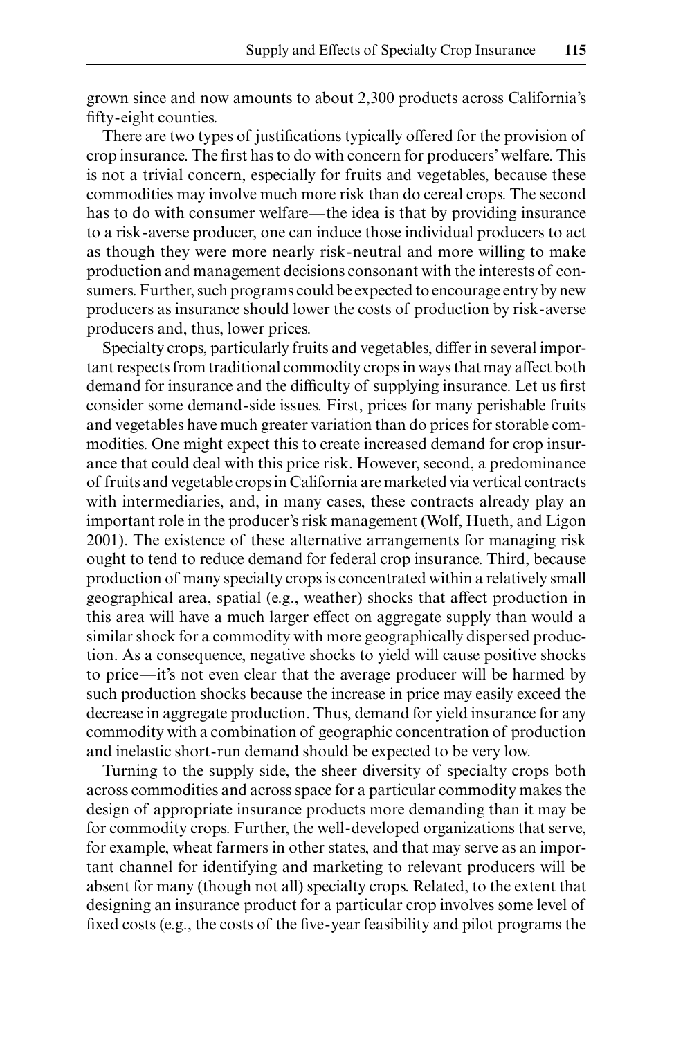grown since and now amounts to about 2,300 products across California's fifty-eight counties.

There are two types of justifications typically offered for the provision of crop insurance. The first has to do with concern for producers' welfare. This is not a trivial concern, especially for fruits and vegetables, because these commodities may involve much more risk than do cereal crops. The second has to do with consumer welfare—the idea is that by providing insurance to a risk-averse producer, one can induce those individual producers to act as though they were more nearly risk-neutral and more willing to make production and management decisions consonant with the interests of consumers. Further, such programs could be expected to encourage entry by new producers as insurance should lower the costs of production by risk-averse producers and, thus, lower prices.

Specialty crops, particularly fruits and vegetables, differ in several important respects from traditional commodity crops in ways that may affect both demand for insurance and the difficulty of supplying insurance. Let us first consider some demand-side issues. First, prices for many perishable fruits and vegetables have much greater variation than do prices for storable commodities. One might expect this to create increased demand for crop insurance that could deal with this price risk. However, second, a predominance of fruits and vegetable crops in California are marketed via vertical contracts with intermediaries, and, in many cases, these contracts already play an important role in the producer's risk management (Wolf, Hueth, and Ligon 2001). The existence of these alternative arrangements for managing risk ought to tend to reduce demand for federal crop insurance. Third, because production of many specialty crops is concentrated within a relatively small geographical area, spatial (e.g., weather) shocks that affect production in this area will have a much larger effect on aggregate supply than would a similar shock for a commodity with more geographically dispersed production. As a consequence, negative shocks to yield will cause positive shocks to price—it's not even clear that the average producer will be harmed by such production shocks because the increase in price may easily exceed the decrease in aggregate production. Thus, demand for yield insurance for any commodity with a combination of geographic concentration of production and inelastic short-run demand should be expected to be very low.

Turning to the supply side, the sheer diversity of specialty crops both across commodities and across space for a particular commodity makes the design of appropriate insurance products more demanding than it may be for commodity crops. Further, the well-developed organizations that serve, for example, wheat farmers in other states, and that may serve as an important channel for identifying and marketing to relevant producers will be absent for many (though not all) specialty crops. Related, to the extent that designing an insurance product for a particular crop involves some level of fixed costs (e.g., the costs of the five-year feasibility and pilot programs the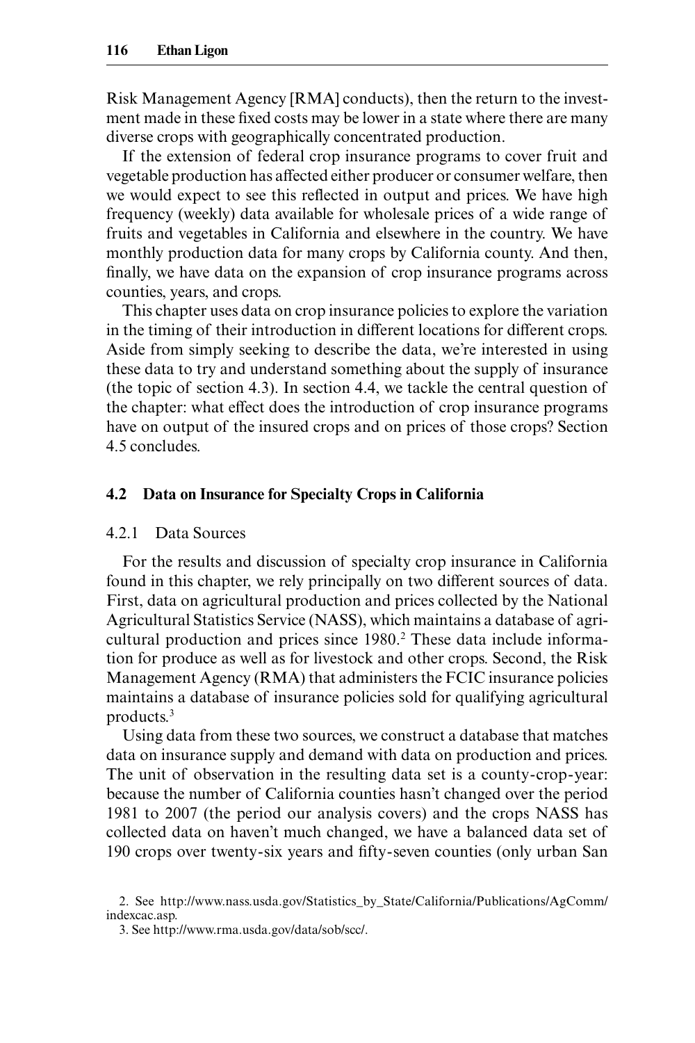Risk Management Agency [RMA] conducts), then the return to the investment made in these fixed costs may be lower in a state where there are many diverse crops with geographically concentrated production.

If the extension of federal crop insurance programs to cover fruit and vegetable production has affected either producer or consumer welfare, then we would expect to see this reflected in output and prices. We have high frequency (weekly) data available for wholesale prices of a wide range of fruits and vegetables in California and elsewhere in the country. We have monthly production data for many crops by California county. And then, finally, we have data on the expansion of crop insurance programs across counties, years, and crops.

This chapter uses data on crop insurance policies to explore the variation in the timing of their introduction in different locations for different crops. Aside from simply seeking to describe the data, we're interested in using these data to try and understand something about the supply of insurance (the topic of section 4.3). In section 4.4, we tackle the central question of the chapter: what effect does the introduction of crop insurance programs have on output of the insured crops and on prices of those crops? Section 4.5 concludes.

## 4.2 Data on Insurance for Specialty Crops in California

### 4.2.1 Data Sources

For the results and discussion of specialty crop insurance in California found in this chapter, we rely principally on two different sources of data. First, data on agricultural production and prices collected by the National Agricultural Statistics Service (NASS), which maintains a database of agricultural production and prices since 1980.[2] These data include information for produce as well as for livestock and other crops. Second, the Risk Management Agency (RMA) that administers the FCIC insurance policies maintains a database of insurance policies sold for qualifying agricultural products.[3]

Using data from these two sources, we construct a database that matches data on insurance supply and demand with data on production and prices. The unit of observation in the resulting data set is a county-crop-year: because the number of California counties hasn't changed over the period 1981 to 2007 (the period our analysis covers) and the crops NASS has collected data on haven't much changed, we have a balanced data set of 190 crops over twenty-six years and fifty-seven counties (only urban San

2. See http://www.nass.usda.gov/Statistics_by_State/California/Publications/AgComm/indexcac.asp.

3. See http://www.rma.usda.gov/data/sob/scc/.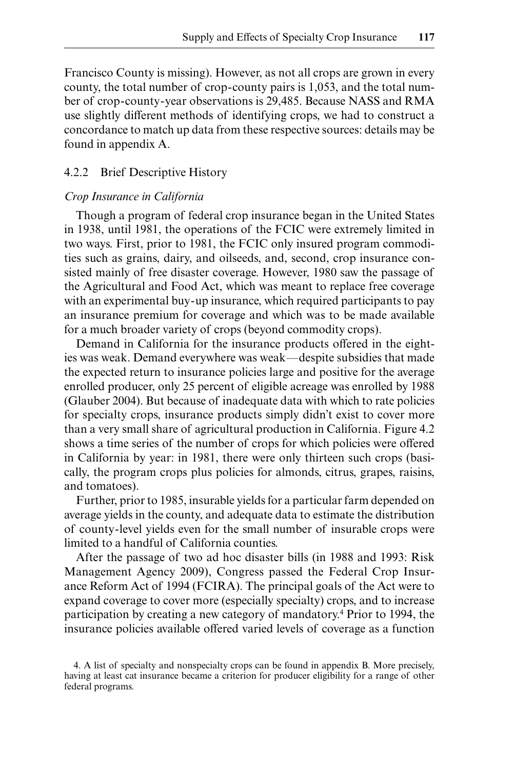Francisco County is missing). However, as not all crops are grown in every county, the total number of crop-county pairs is 1,053, and the total number of crop-county-year observations is 29,485. Because NASS and RMA use slightly different methods of identifying crops, we had to construct a concordance to match up data from these respective sources: details may be found in appendix A.

### 4.2.2 Brief Descriptive History

*Crop Insurance in California*

Though a program of federal crop insurance began in the United States in 1938, until 1981, the operations of the FCIC were extremely limited in two ways. First, prior to 1981, the FCIC only insured program commodities such as grains, dairy, and oilseeds, and, second, crop insurance consisted mainly of free disaster coverage. However, 1980 saw the passage of the Agricultural and Food Act, which was meant to replace free coverage with an experimental buy-up insurance, which required participants to pay an insurance premium for coverage and which was to be made available for a much broader variety of crops (beyond commodity crops).

Demand in California for the insurance products offered in the eighties was weak. Demand everywhere was weak—despite subsidies that made the expected return to insurance policies large and positive for the average enrolled producer, only 25 percent of eligible acreage was enrolled by 1988 (Glauber 2004). But because of inadequate data with which to rate policies for specialty crops, insurance products simply didn't exist to cover more than a very small share of agricultural production in California. Figure 4.2 shows a time series of the number of crops for which policies were offered in California by year: in 1981, there were only thirteen such crops (basically, the program crops plus policies for almonds, citrus, grapes, raisins, and tomatoes).

Further, prior to 1985, insurable yields for a particular farm depended on average yields in the county, and adequate data to estimate the distribution of county-level yields even for the small number of insurable crops were limited to a handful of California counties.

After the passage of two ad hoc disaster bills (in 1988 and 1993: Risk Management Agency 2009), Congress passed the Federal Crop Insurance Reform Act of 1994 (FCIRA). The principal goals of the Act were to expand coverage to cover more (especially specialty) crops, and to increase participation by creating a new category of mandatory.[4] Prior to 1994, the insurance policies available offered varied levels of coverage as a function

4. A list of specialty and nonspecialty crops can be found in appendix B. More precisely, having at least cat insurance became a criterion for producer eligibility for a range of other federal programs.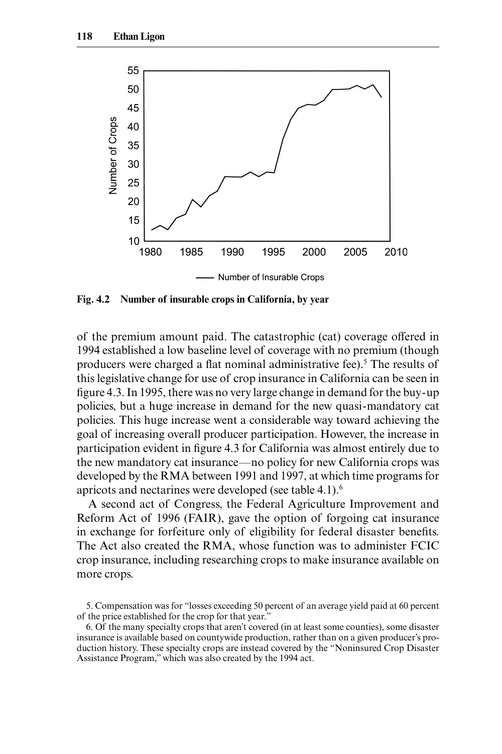Fig. 4.2 **Number of insurable crops in California, by year**

of the premium amount paid. The catastrophic (cat) coverage offered in 1994 established a low baseline level of coverage with no premium (though producers were charged a flat nominal administrative fee).[5] The results of this legislative change for use of crop insurance in California can be seen in figure 4.3. In 1995, there was no very large change in demand for the buy-up policies, but a huge increase in demand for the new quasi-mandatory cat policies. This huge increase went a considerable way toward achieving the goal of increasing overall producer participation. However, the increase in participation evident in figure 4.3 for California was almost entirely due to the new mandatory cat insurance—no policy for new California crops was developed by the RMA between 1991 and 1997, at which time programs for apricots and nectarines were developed (see table 4.1).[6]

A second act of Congress, the Federal Agriculture Improvement and Reform Act of 1996 (FAIR), gave the option of forgoing cat insurance in exchange for forfeiture only of eligibility for federal disaster benefits. The Act also created the RMA, whose function was to administer FCIC crop insurance, including researching crops to make insurance available on more crops.

5. Compensation was for "losses exceeding 50 percent of an average yield paid at 60 percent of the price established for the crop for that year."

6. Of the many specialty crops that aren't covered (in at least some counties), some disaster insurance is available based on countywide production, rather than on a given producer's production history. These specialty crops are instead covered by the "Noninsured Crop Disaster Assistance Program," which was also created by the 1994 act.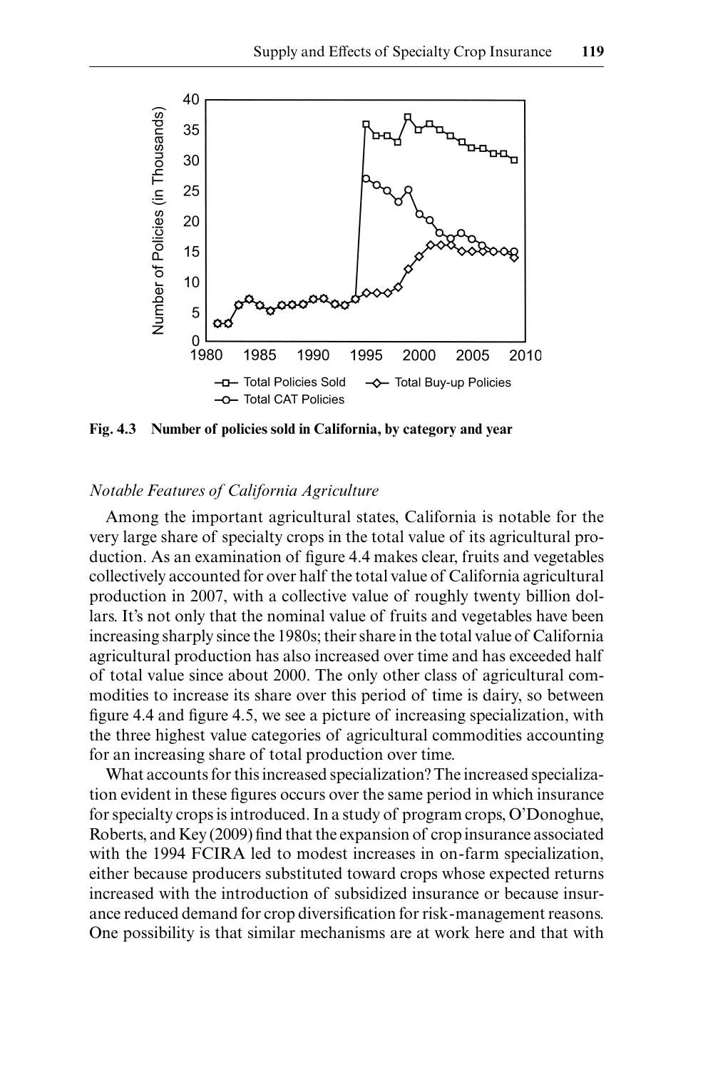Fig. 4.3 **Number of policies sold in California, by category and year**

### *Notable Features of California Agriculture*

Among the important agricultural states, California is notable for the very large share of specialty crops in the total value of its agricultural production. As an examination of figure 4.4 makes clear, fruits and vegetables collectively accounted for over half the total value of California agricultural production in 2007, with a collective value of roughly twenty billion dollars. It's not only that the nominal value of fruits and vegetables have been increasing sharply since the 1980s; their share in the total value of California agricultural production has also increased over time and has exceeded half of total value since about 2000. The only other class of agricultural commodities to increase its share over this period of time is dairy, so between figure 4.4 and figure 4.5, we see a picture of increasing specialization, with the three highest value categories of agricultural commodities accounting for an increasing share of total production over time.

What accounts for this increased specialization? The increased specialization evident in these figures occurs over the same period in which insurance for specialty crops is introduced. In a study of program crops, O'Donoghue, Roberts, and Key (2009) find that the expansion of crop insurance associated with the 1994 FCIRA led to modest increases in on-farm specialization, either because producers substituted toward crops whose expected returns increased with the introduction of subsidized insurance or because insurance reduced demand for crop diversification for risk-management reasons. One possibility is that similar mechanisms are at work here and that with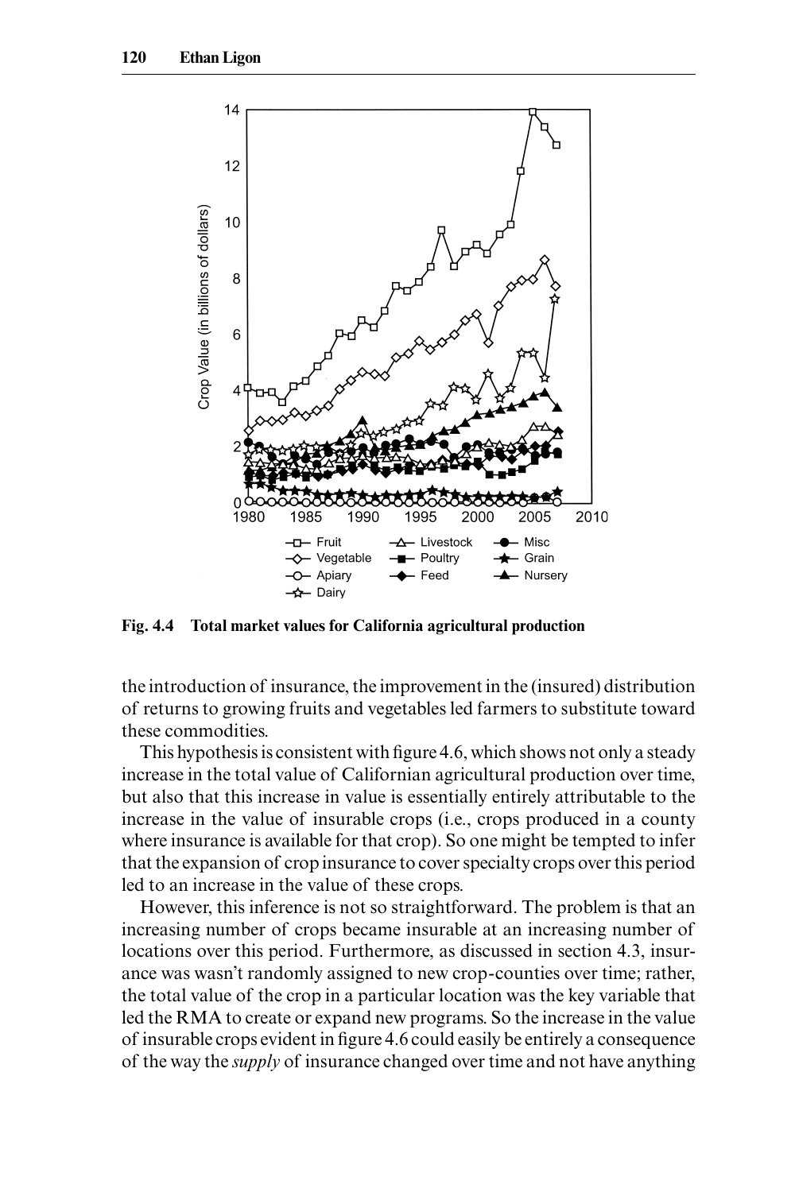Fig. 4.4 **Total market values for California agricultural production**

the introduction of insurance, the improvement in the (insured) distribution of returns to growing fruits and vegetables led farmers to substitute toward these commodities.

This hypothesis is consistent with figure 4.6, which shows not only a steady increase in the total value of Californian agricultural production over time, but also that this increase in value is essentially entirely attributable to the increase in the value of insurable crops (i.e., crops produced in a county where insurance is available for that crop). So one might be tempted to infer that the expansion of crop insurance to cover specialty crops over this period led to an increase in the value of these crops.

However, this inference is not so straightforward. The problem is that an increasing number of crops became insurable at an increasing number of locations over this period. Furthermore, as discussed in section 4.3, insurance was wasn't randomly assigned to new crop-counties over time; rather, the total value of the crop in a particular location was the key variable that led the RMA to create or expand new programs. So the increase in the value of insurable crops evident in figure 4.6 could easily be entirely a consequence of the way the *supply* of insurance changed over time and not have anything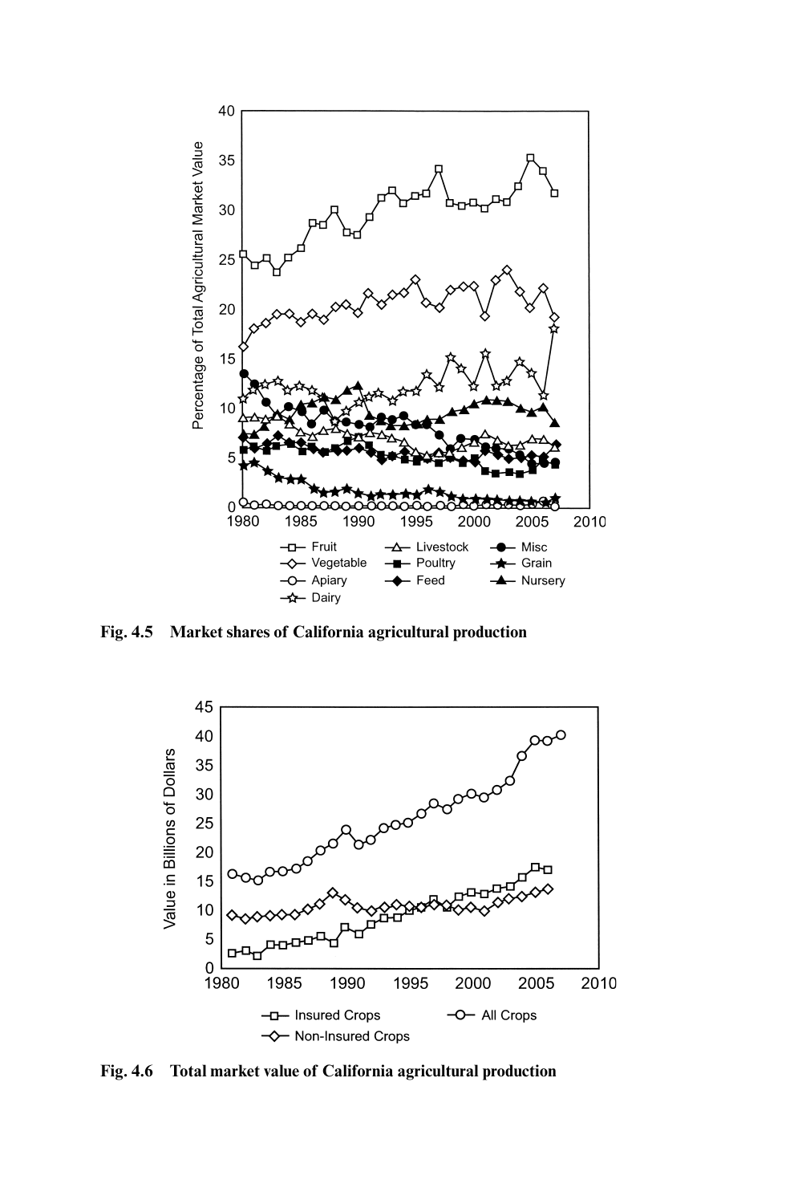**Fig. 4.5 Market shares of California agricultural production**

**Fig. 4.6 Total market value of California agricultural production**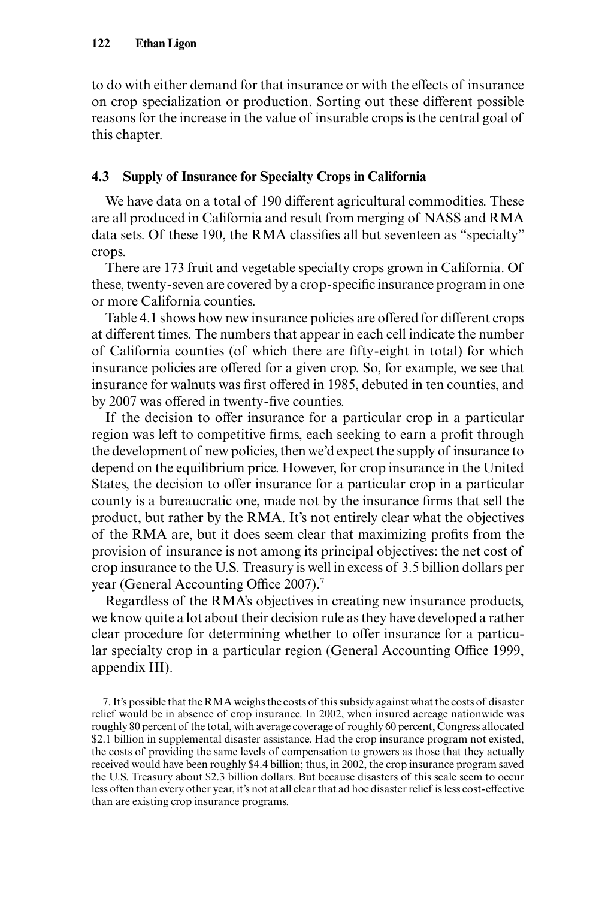to do with either demand for that insurance or with the effects of insurance on crop specialization or production. Sorting out these different possible reasons for the increase in the value of insurable crops is the central goal of this chapter.

### 4.3 Supply of Insurance for Specialty Crops in California

We have data on a total of 190 different agricultural commodities. These are all produced in California and result from merging of NASS and RMA data sets. Of these 190, the RMA classifies all but seventeen as "specialty" crops.

There are 173 fruit and vegetable specialty crops grown in California. Of these, twenty-seven are covered by a crop-specific insurance program in one or more California counties.

Table 4.1 shows how new insurance policies are offered for different crops at different times. The numbers that appear in each cell indicate the number of California counties (of which there are fifty-eight in total) for which insurance policies are offered for a given crop. So, for example, we see that insurance for walnuts was first offered in 1985, debuted in ten counties, and by 2007 was offered in twenty-five counties.

If the decision to offer insurance for a particular crop in a particular region was left to competitive firms, each seeking to earn a profit through the development of new policies, then we'd expect the supply of insurance to depend on the equilibrium price. However, for crop insurance in the United States, the decision to offer insurance for a particular crop in a particular county is a bureaucratic one, made not by the insurance firms that sell the product, but rather by the RMA. It's not entirely clear what the objectives of the RMA are, but it does seem clear that maximizing profits from the provision of insurance is not among its principal objectives: the net cost of crop insurance to the U.S. Treasury is well in excess of 3.5 billion dollars per year (General Accounting Office 2007).[7]

Regardless of the RMA's objectives in creating new insurance products, we know quite a lot about their decision rule as they have developed a rather clear procedure for determining whether to offer insurance for a particular specialty crop in a particular region (General Accounting Office 1999, appendix III).

7. It's possible that the RMA weighs the costs of this subsidy against what the costs of disaster relief would be in absence of crop insurance. In 2002, when insured acreage nationwide was roughly 80 percent of the total, with average coverage of roughly 60 percent, Congress allocated \$2.1 billion in supplemental disaster assistance. Had the crop insurance program not existed, the costs of providing the same levels of compensation to growers as those that they actually received would have been roughly \$4.4 billion; thus, in 2002, the crop insurance program saved the U.S. Treasury about \$2.3 billion dollars. But because disasters of this scale seem to occur less often than every other year, it's not at all clear that ad hoc disaster relief is less cost-effective than are existing crop insurance programs.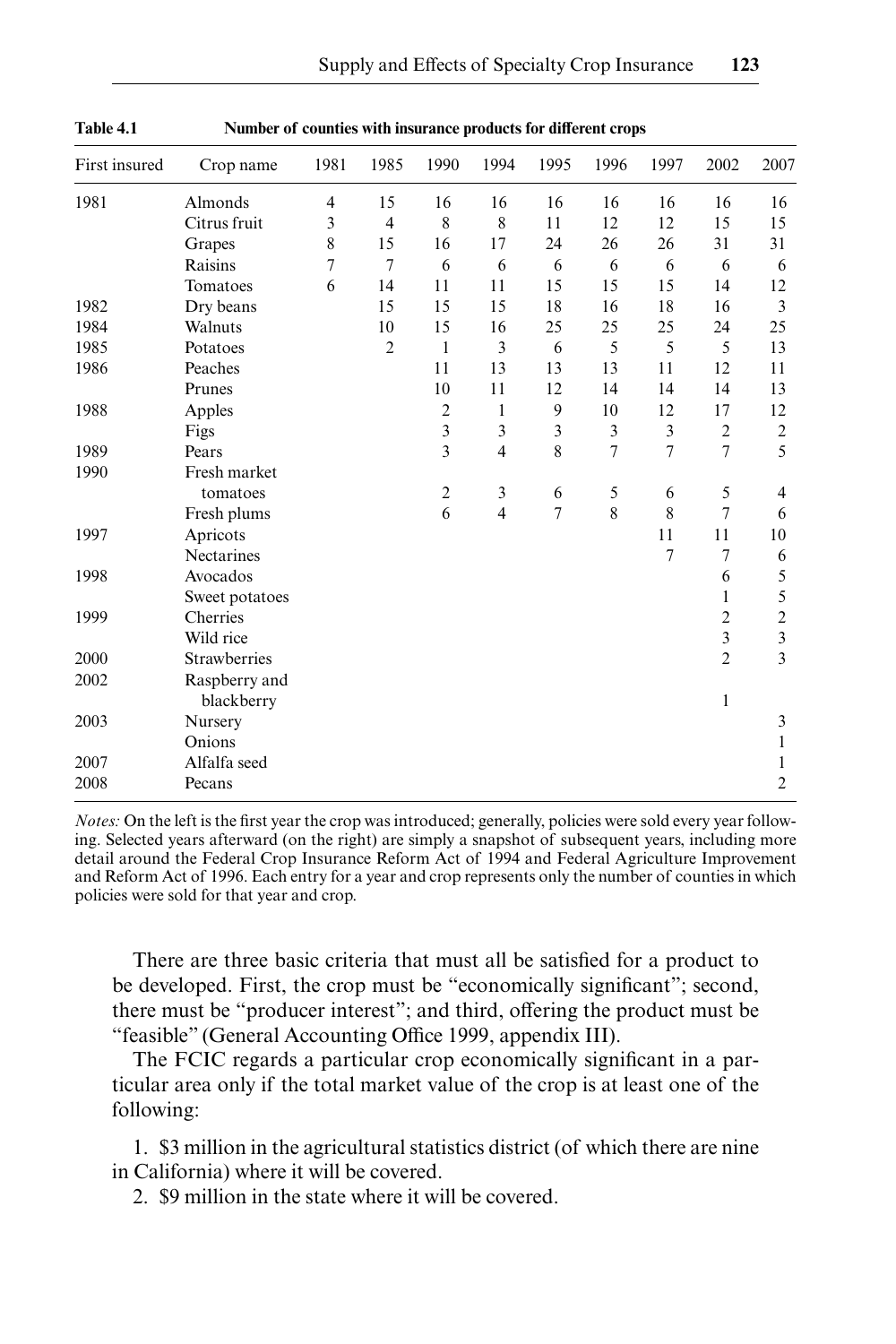**Table 4.1 Number of counties with insurance products for different crops**

| First insured | Crop name | 1981 | 1985 | 1990 | 1994 | 1995 | 1996 | 1997 | 2002 | 2007 |
|---|---|---|---|---|---|---|---|---|---|---|
| 1981 | Almonds | 4 | 15 | 16 | 16 | 16 | 16 | 16 | 16 | 16 |
| | Citrus fruit | 3 | 4 | 8 | 8 | 11 | 12 | 12 | 15 | 15 |
| | Grapes | 8 | 15 | 16 | 17 | 24 | 26 | 26 | 31 | 31 |
| | Raisins | 7 | 7 | 6 | 6 | 6 | 6 | 6 | 6 | 6 |
| | Tomatoes | 6 | 14 | 11 | 11 | 15 | 15 | 15 | 14 | 12 |
| 1982 | Dry beans | | 15 | 15 | 15 | 18 | 16 | 18 | 16 | 3 |
| 1984 | Walnuts | | 10 | 15 | 16 | 25 | 25 | 25 | 24 | 25 |
| 1985 | Potatoes | | 2 | 1 | 3 | 6 | 5 | 5 | 5 | 13 |
| 1986 | Peaches | | | 11 | 13 | 13 | 13 | 11 | 12 | 11 |
| | Prunes | | | 10 | 11 | 12 | 14 | 14 | 14 | 13 |
| 1988 | Apples | | | 2 | 1 | 9 | 10 | 12 | 17 | 12 |
| | Figs | | | 3 | 3 | 3 | 3 | 3 | 2 | 2 |
| 1989 | Pears | | | 3 | 4 | 8 | 7 | 7 | 7 | 5 |
| 1990 | Fresh market tomatoes | | | 2 | 3 | 6 | 5 | 6 | 5 | 4 |
| | Fresh plums | | | 6 | 4 | 7 | 8 | 8 | 7 | 6 |
| 1997 | Apricots | | | | | | | 11 | 11 | 10 |
| | Nectarines | | | | | | | 7 | 7 | 6 |
| 1998 | Avocados | | | | | | | | 6 | 5 |
| | Sweet potatoes | | | | | | | | 1 | 5 |
| 1999 | Cherries | | | | | | | | 2 | 2 |
| | Wild rice | | | | | | | | 3 | 3 |
| 2000 | Strawberries | | | | | | | | 2 | 3 |
| 2002 | Raspberry and blackberry | | | | | | | | 1 | |
| 2003 | Nursery | | | | | | | | | 3 |
| | Onions | | | | | | | | | 1 |
| 2007 | Alfalfa seed | | | | | | | | | 1 |
| 2008 | Pecans | | | | | | | | | 2 |

*Notes:* On the left is the first year the crop was introduced; generally, policies were sold every year following. Selected years afterward (on the right) are simply a snapshot of subsequent years, including more detail around the Federal Crop Insurance Reform Act of 1994 and Federal Agriculture Improvement and Reform Act of 1996. Each entry for a year and crop represents only the number of counties in which policies were sold for that year and crop.

There are three basic criteria that must all be satisfied for a product to be developed. First, the crop must be "economically significant"; second, there must be "producer interest"; and third, offering the product must be "feasible" (General Accounting Office 1999, appendix III).

The FCIC regards a particular crop economically significant in a particular area only if the total market value of the crop is at least one of the following:

1. \$3 million in the agricultural statistics district (of which there are nine in California) where it will be covered.
2. \$9 million in the state where it will be covered.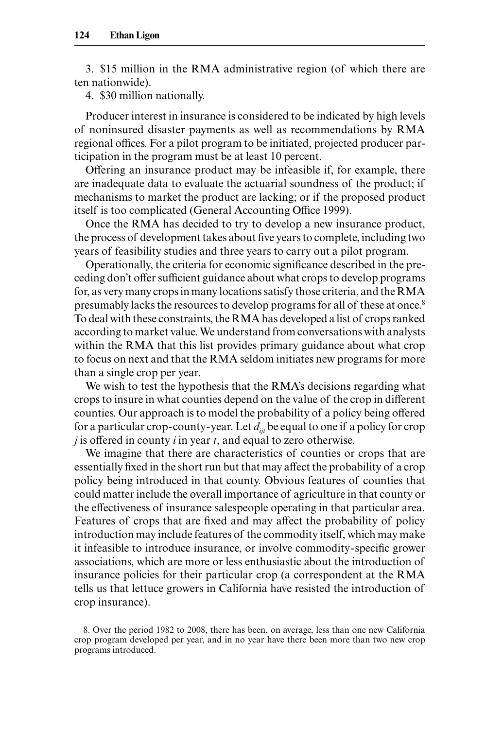3. $15 million in the RMA administrative region (of which there are ten nationwide).

4. $30 million nationally.

Producer interest in insurance is considered to be indicated by high levels of noninsured disaster payments as well as recommendations by RMA regional offices. For a pilot program to be initiated, projected producer participation in the program must be at least 10 percent.

Offering an insurance product may be infeasible if, for example, there are inadequate data to evaluate the actuarial soundness of the product; if mechanisms to market the product are lacking; or if the proposed product itself is too complicated (General Accounting Office 1999).

Once the RMA has decided to try to develop a new insurance product, the process of development takes about five years to complete, including two years of feasibility studies and three years to carry out a pilot program.

Operationally, the criteria for economic significance described in the preceding don't offer sufficient guidance about what crops to develop programs for, as very many crops in many locations satisfy those criteria, and the RMA presumably lacks the resources to develop programs for all of these at once.[8] To deal with these constraints, the RMA has developed a list of crops ranked according to market value. We understand from conversations with analysts within the RMA that this list provides primary guidance about what crop to focus on next and that the RMA seldom initiates new programs for more than a single crop per year.

We wish to test the hypothesis that the RMA's decisions regarding what crops to insure in what counties depend on the value of the crop in different counties. Our approach is to model the probability of a policy being offered for a particular crop-county-year. Let $d_{ijt}$ be equal to one if a policy for crop $j$ is offered in county $i$ in year $t$, and equal to zero otherwise.

We imagine that there are characteristics of counties or crops that are essentially fixed in the short run but that may affect the probability of a crop policy being introduced in that county. Obvious features of counties that could matter include the overall importance of agriculture in that county or the effectiveness of insurance salespeople operating in that particular area. Features of crops that are fixed and may affect the probability of policy introduction may include features of the commodity itself, which may make it infeasible to introduce insurance, or involve commodity-specific grower associations, which are more or less enthusiastic about the introduction of insurance policies for their particular crop (a correspondent at the RMA tells us that lettuce growers in California have resisted the introduction of crop insurance).

8. Over the period 1982 to 2008, there has been, on average, less than one new California crop program developed per year, and in no year have there been more than two new crop programs introduced.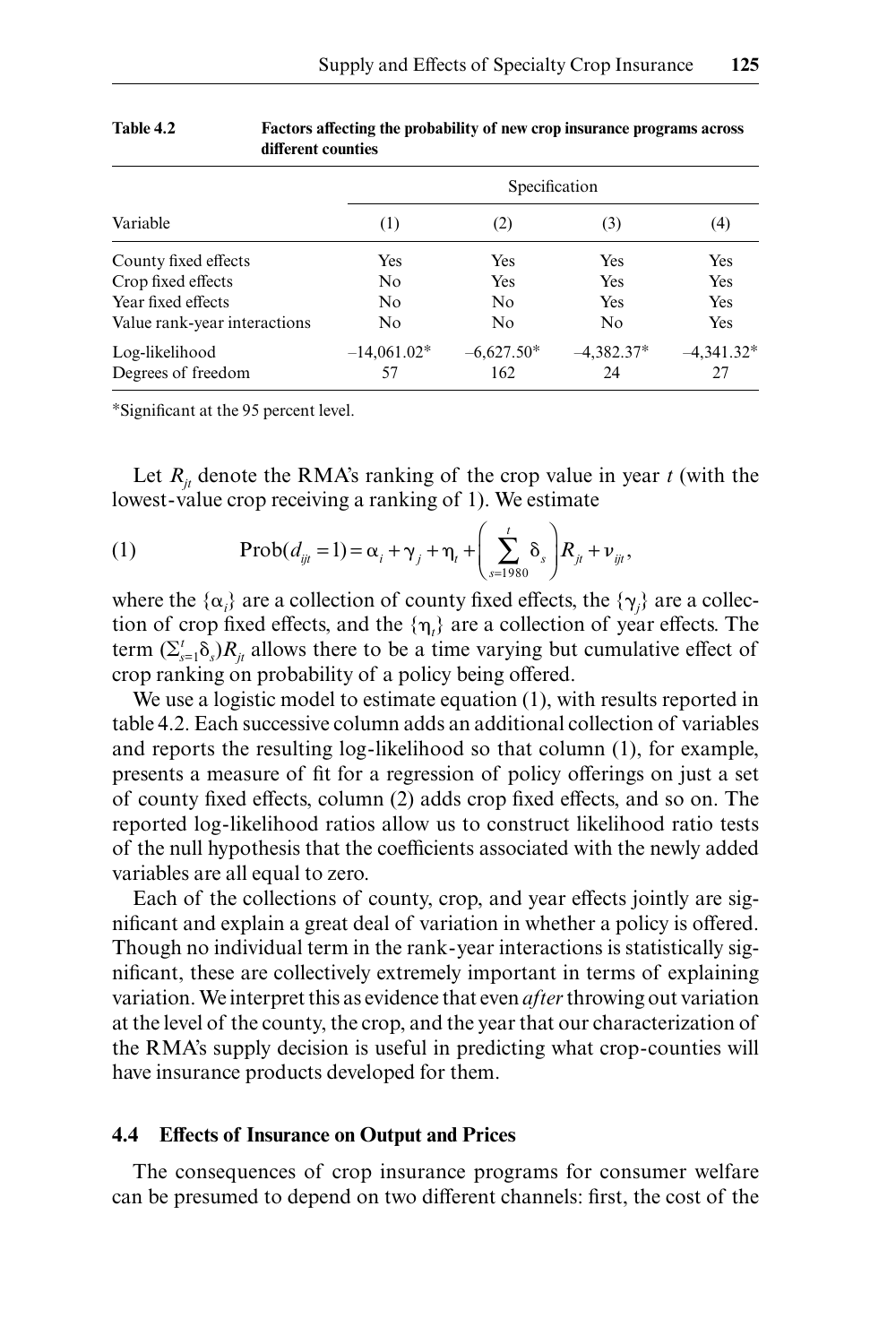**Table 4.2 Factors affecting the probability of new crop insurance programs across different counties**

| Variable | Specification | | | |
|---|---|---|---|---|
| | (1) | (2) | (3) | (4) |
| County fixed effects | Yes | Yes | Yes | Yes |
| Crop fixed effects | No | Yes | Yes | Yes |
| Year fixed effects | No | No | Yes | Yes |
| Value rank-year interactions | No | No | No | Yes |
| Log-likelihood | –14,061.02* | –6,627.50* | –4,382.37* | –4,341.32* |
| Degrees of freedom | 57 | 162 | 24 | 27 |

*Significant at the 95 percent level.

Let $R_{jt}$ denote the RMA's ranking of the crop value in year $t$ (with the lowest-value crop receiving a ranking of 1). We estimate

$$\text{(1)} \qquad \text{Prob}(d_{ijt} = 1) = \alpha_i + \gamma_j + \eta_t + \left( \sum_{s=1980}^{t} \delta_s \right) R_{jt} + \nu_{ijt},$$

where the $\{\alpha_i\}$ are a collection of county fixed effects, the $\{\gamma_j\}$ are a collection of crop fixed effects, and the $\{\eta_t\}$ are a collection of year effects. The term $(\Sigma_{s=1}^{t} \delta_s) R_{jt}$ allows there to be a time varying but cumulative effect of crop ranking on probability of a policy being offered.

We use a logistic model to estimate equation (1), with results reported in table 4.2. Each successive column adds an additional collection of variables and reports the resulting log-likelihood so that column (1), for example, presents a measure of fit for a regression of policy offerings on just a set of county fixed effects, column (2) adds crop fixed effects, and so on. The reported log-likelihood ratios allow us to construct likelihood ratio tests of the null hypothesis that the coefficients associated with the newly added variables are all equal to zero.

Each of the collections of county, crop, and year effects jointly are significant and explain a great deal of variation in whether a policy is offered. Though no individual term in the rank-year interactions is statistically significant, these are collectively extremely important in terms of explaining variation. We interpret this as evidence that even *after* throwing out variation at the level of the county, the crop, and the year that our characterization of the RMA's supply decision is useful in predicting what crop-counties will have insurance products developed for them.

## 4.4 Effects of Insurance on Output and Prices

The consequences of crop insurance programs for consumer welfare can be presumed to depend on two different channels: first, the cost of the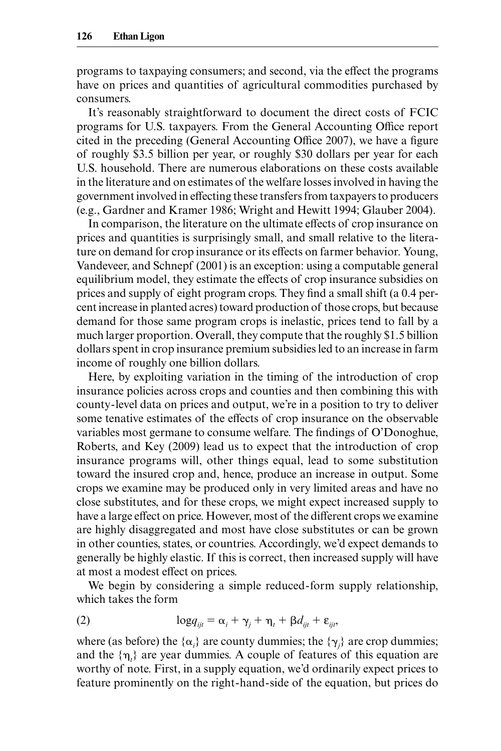programs to taxpaying consumers; and second, via the effect the programs have on prices and quantities of agricultural commodities purchased by consumers.

It's reasonably straightforward to document the direct costs of FCIC programs for U.S. taxpayers. From the General Accounting Office report cited in the preceding (General Accounting Office 2007), we have a figure of roughly \$3.5 billion per year, or roughly \$30 dollars per year for each U.S. household. There are numerous elaborations on these costs available in the literature and on estimates of the welfare losses involved in having the government involved in effecting these transfers from taxpayers to producers (e.g., Gardner and Kramer 1986; Wright and Hewitt 1994; Glauber 2004).

In comparison, the literature on the ultimate effects of crop insurance on prices and quantities is surprisingly small, and small relative to the literature on demand for crop insurance or its effects on farmer behavior. Young, Vandeveer, and Schnepf (2001) is an exception: using a computable general equilibrium model, they estimate the effects of crop insurance subsidies on prices and supply of eight program crops. They find a small shift (a 0.4 percent increase in planted acres) toward production of those crops, but because demand for those same program crops is inelastic, prices tend to fall by a much larger proportion. Overall, they compute that the roughly \$1.5 billion dollars spent in crop insurance premium subsidies led to an increase in farm income of roughly one billion dollars.

Here, by exploiting variation in the timing of the introduction of crop insurance policies across crops and counties and then combining this with county-level data on prices and output, we're in a position to try to deliver some tenative estimates of the effects of crop insurance on the observable variables most germane to consume welfare. The findings of O'Donoghue, Roberts, and Key (2009) lead us to expect that the introduction of crop insurance programs will, other things equal, lead to some substitution toward the insured crop and, hence, produce an increase in output. Some crops we examine may be produced only in very limited areas and have no close substitutes, and for these crops, we might expect increased supply to have a large effect on price. However, most of the different crops we examine are highly disaggregated and most have close substitutes or can be grown in other counties, states, or countries. Accordingly, we'd expect demands to generally be highly elastic. If this is correct, then increased supply will have at most a modest effect on prices.

We begin by considering a simple reduced-form supply relationship, which takes the form

$$\log q_{ijt} = \alpha_i + \gamma_j + \eta_t + \beta d_{ijt} + \varepsilon_{ijt}, \tag{2}$$

where (as before) the $\{\alpha_i\}$ are county dummies; the $\{\gamma_j\}$ are crop dummies; and the $\{\eta_t\}$ are year dummies. A couple of features of this equation are worthy of note. First, in a supply equation, we'd ordinarily expect prices to feature prominently on the right-hand-side of the equation, but prices do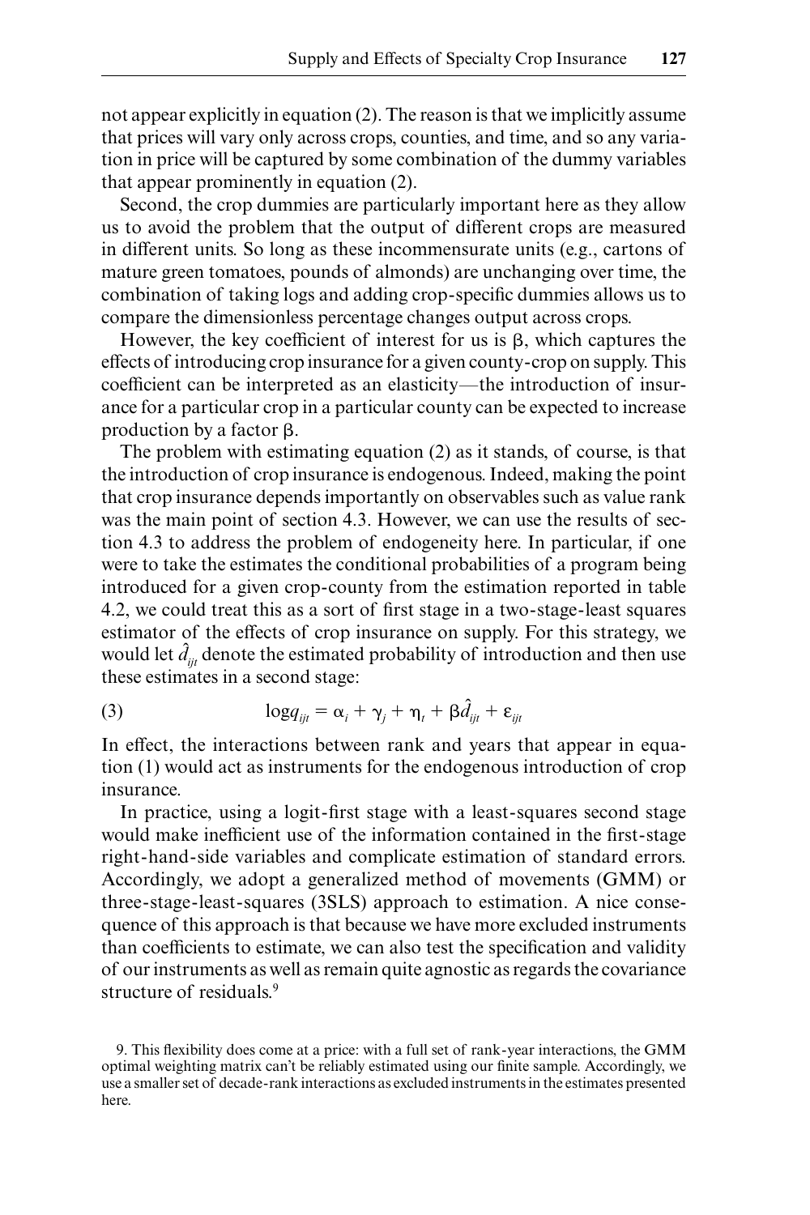not appear explicitly in equation (2). The reason is that we implicitly assume that prices will vary only across crops, counties, and time, and so any variation in price will be captured by some combination of the dummy variables that appear prominently in equation (2).

Second, the crop dummies are particularly important here as they allow us to avoid the problem that the output of different crops are measured in different units. So long as these incommensurate units (e.g., cartons of mature green tomatoes, pounds of almonds) are unchanging over time, the combination of taking logs and adding crop-specific dummies allows us to compare the dimensionless percentage changes output across crops.

However, the key coefficient of interest for us is $\beta$, which captures the effects of introducing crop insurance for a given county-crop on supply. This coefficient can be interpreted as an elasticity—the introduction of insurance for a particular crop in a particular county can be expected to increase production by a factor $\beta$.

The problem with estimating equation (2) as it stands, of course, is that the introduction of crop insurance is endogenous. Indeed, making the point that crop insurance depends importantly on observables such as value rank was the main point of section 4.3. However, we can use the results of section 4.3 to address the problem of endogeneity here. In particular, if one were to take the estimates the conditional probabilities of a program being introduced for a given crop-county from the estimation reported in table 4.2, we could treat this as a sort of first stage in a two-stage-least squares estimator of the effects of crop insurance on supply. For this strategy, we would let $\hat{d}_{ijt}$ denote the estimated probability of introduction and then use these estimates in a second stage:

$$\log q_{ijt} = \alpha_i + \gamma_j + \eta_t + \beta \hat{d}_{ijt} + \varepsilon_{ijt} \tag{3}$$

In effect, the interactions between rank and years that appear in equation (1) would act as instruments for the endogenous introduction of crop insurance.

In practice, using a logit-first stage with a least-squares second stage would make inefficient use of the information contained in the first-stage right-hand-side variables and complicate estimation of standard errors. Accordingly, we adopt a generalized method of movements (GMM) or three-stage-least-squares (3SLS) approach to estimation. A nice consequence of this approach is that because we have more excluded instruments than coefficients to estimate, we can also test the specification and validity of our instruments as well as remain quite agnostic as regards the covariance structure of residuals.[9]

9. This flexibility does come at a price: with a full set of rank-year interactions, the GMM optimal weighting matrix can't be reliably estimated using our finite sample. Accordingly, we use a smaller set of decade-rank interactions as excluded instruments in the estimates presented here.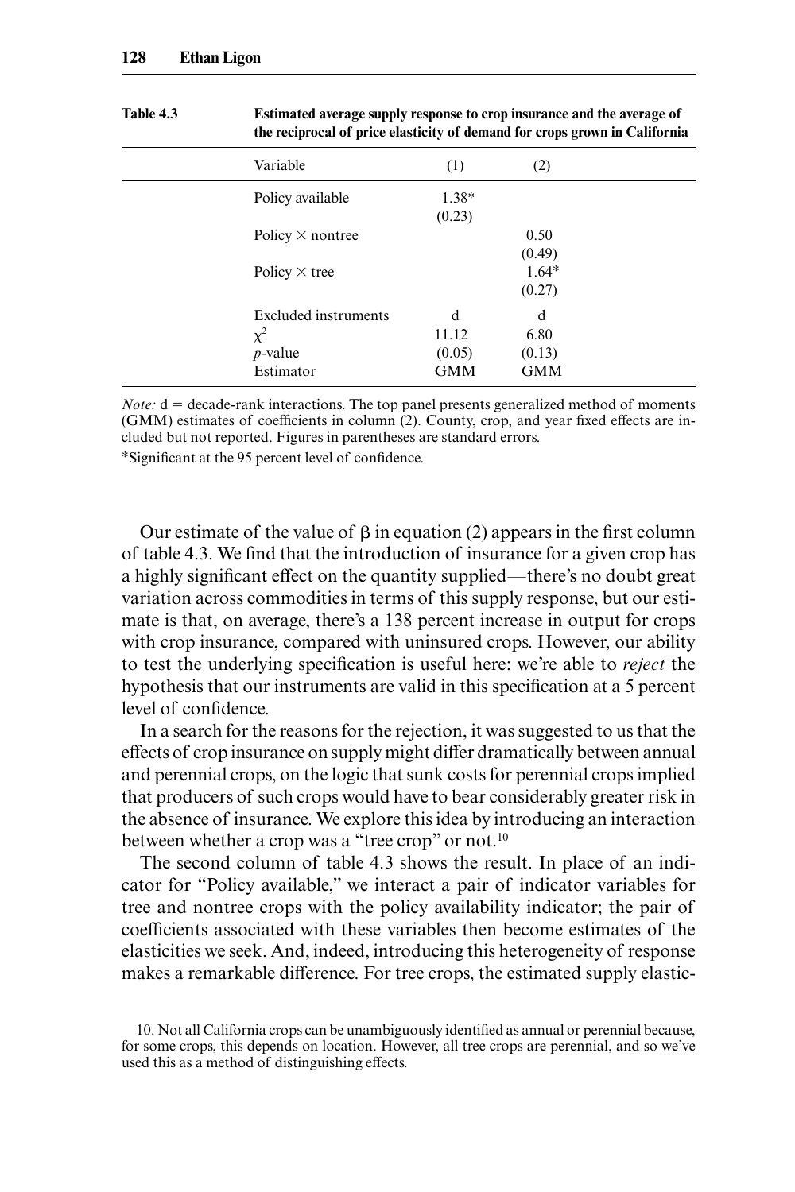Table 4.3 Estimated average supply response to crop insurance and the average of the reciprocal of price elasticity of demand for crops grown in California

| Variable | (1) | (2) |
|---|---|---|
| Policy available | 1.38* | |
| | (0.23) | |
| Policy × nontree | | 0.50 |
| | | (0.49) |
| Policy × tree | | 1.64* |
| | | (0.27) |
| Excluded instruments | d | d |
| $\chi^2$ | 11.12 | 6.80 |
| *p*-value | (0.05) | (0.13) |
| Estimator | GMM | GMM |

*Note:* d = decade-rank interactions. The top panel presents generalized method of moments (GMM) estimates of coefficients in column (2). County, crop, and year fixed effects are included but not reported. Figures in parentheses are standard errors.

*Significant at the 95 percent level of confidence.

Our estimate of the value of $\beta$ in equation (2) appears in the first column of table 4.3. We find that the introduction of insurance for a given crop has a highly significant effect on the quantity supplied—there's no doubt great variation across commodities in terms of this supply response, but our estimate is that, on average, there's a 138 percent increase in output for crops with crop insurance, compared with uninsured crops. However, our ability to test the underlying specification is useful here: we're able to *reject* the hypothesis that our instruments are valid in this specification at a 5 percent level of confidence.

In a search for the reasons for the rejection, it was suggested to us that the effects of crop insurance on supply might differ dramatically between annual and perennial crops, on the logic that sunk costs for perennial crops implied that producers of such crops would have to bear considerably greater risk in the absence of insurance. We explore this idea by introducing an interaction between whether a crop was a "tree crop" or not.[10]

The second column of table 4.3 shows the result. In place of an indicator for "Policy available," we interact a pair of indicator variables for tree and nontree crops with the policy availability indicator; the pair of coefficients associated with these variables then become estimates of the elasticities we seek. And, indeed, introducing this heterogeneity of response makes a remarkable difference. For tree crops, the estimated supply elastic-

10. Not all California crops can be unambiguously identified as annual or perennial because, for some crops, this depends on location. However, all tree crops are perennial, and so we've used this as a method of distinguishing effects.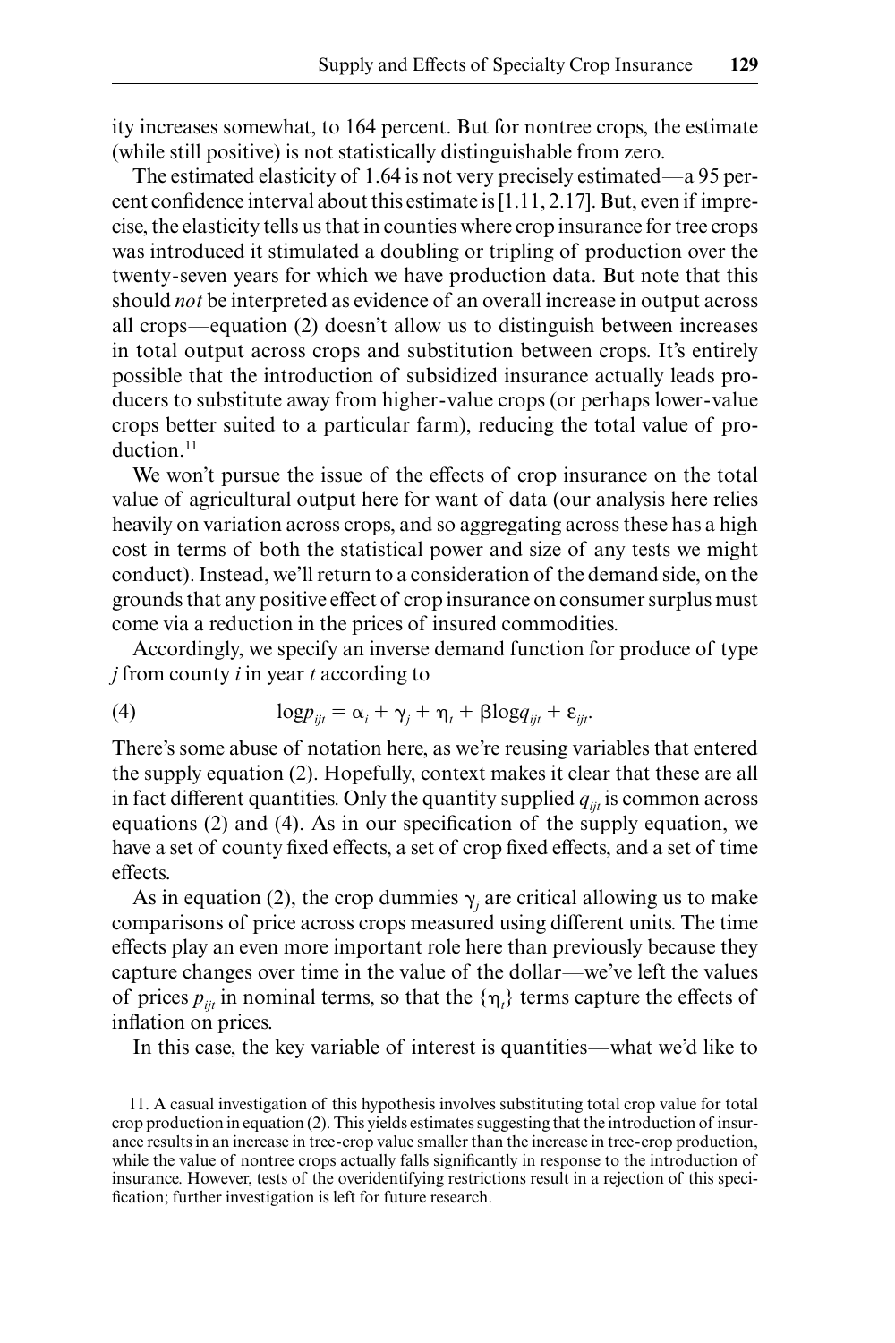ity increases somewhat, to 164 percent. But for nontree crops, the estimate (while still positive) is not statistically distinguishable from zero.

The estimated elasticity of 1.64 is not very precisely estimated—a 95 percent confidence interval about this estimate is [1.11, 2.17]. But, even if imprecise, the elasticity tells us that in counties where crop insurance for tree crops was introduced it stimulated a doubling or tripling of production over the twenty-seven years for which we have production data. But note that this should *not* be interpreted as evidence of an overall increase in output across all crops—equation (2) doesn't allow us to distinguish between increases in total output across crops and substitution between crops. It's entirely possible that the introduction of subsidized insurance actually leads producers to substitute away from higher-value crops (or perhaps lower-value crops better suited to a particular farm), reducing the total value of production.[11]

We won't pursue the issue of the effects of crop insurance on the total value of agricultural output here for want of data (our analysis here relies heavily on variation across crops, and so aggregating across these has a high cost in terms of both the statistical power and size of any tests we might conduct). Instead, we'll return to a consideration of the demand side, on the grounds that any positive effect of crop insurance on consumer surplus must come via a reduction in the prices of insured commodities.

Accordingly, we specify an inverse demand function for produce of type $j$ from county $i$ in year $t$ according to

$$(4) \qquad \log p_{ijt} = \alpha_i + \gamma_j + \eta_t + \beta \log q_{ijt} + \varepsilon_{ijt}.$$

There's some abuse of notation here, as we're reusing variables that entered the supply equation (2). Hopefully, context makes it clear that these are all in fact different quantities. Only the quantity supplied $q_{ijt}$ is common across equations (2) and (4). As in our specification of the supply equation, we have a set of county fixed effects, a set of crop fixed effects, and a set of time effects.

As in equation (2), the crop dummies $\gamma_j$ are critical allowing us to make comparisons of price across crops measured using different units. The time effects play an even more important role here than previously because they capture changes over time in the value of the dollar—we've left the values of prices $p_{ijt}$ in nominal terms, so that the $\{\eta_t\}$ terms capture the effects of inflation on prices.

In this case, the key variable of interest is quantities—what we'd like to

11. A casual investigation of this hypothesis involves substituting total crop value for total crop production in equation (2). This yields estimates suggesting that the introduction of insurance results in an increase in tree-crop value smaller than the increase in tree-crop production, while the value of nontree crops actually falls significantly in response to the introduction of insurance. However, tests of the overidentifying restrictions result in a rejection of this specification; further investigation is left for future research.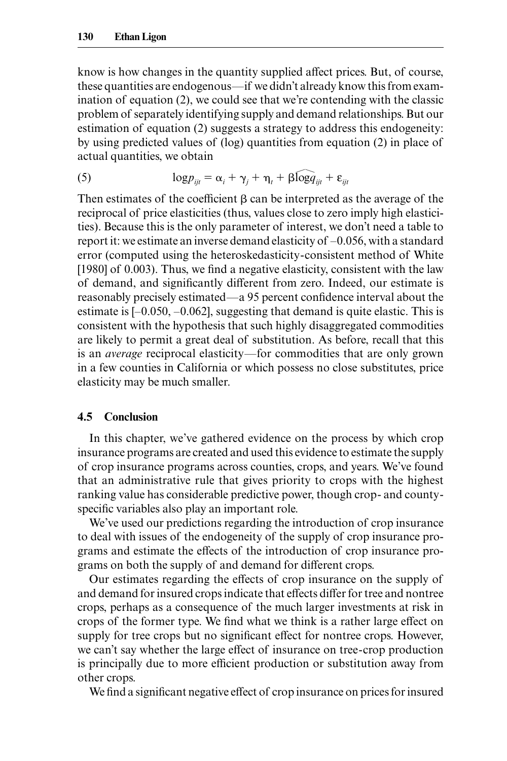know is how changes in the quantity supplied affect prices. But, of course, these quantities are endogenous—if we didn't already know this from examination of equation (2), we could see that we're contending with the classic problem of separately identifying supply and demand relationships. But our estimation of equation (2) suggests a strategy to address this endogeneity: by using predicted values of (log) quantities from equation (2) in place of actual quantities, we obtain

$$\log p_{ijt} = \alpha_i + \gamma_j + \eta_t + \beta \widehat{\log q}_{ijt} + \varepsilon_{ijt} \tag{5}$$

Then estimates of the coefficient $\beta$ can be interpreted as the average of the reciprocal of price elasticities (thus, values close to zero imply high elasticities). Because this is the only parameter of interest, we don't need a table to report it: we estimate an inverse demand elasticity of –0.056, with a standard error (computed using the heteroskedasticity-consistent method of White [1980] of 0.003). Thus, we find a negative elasticity, consistent with the law of demand, and significantly different from zero. Indeed, our estimate is reasonably precisely estimated—a 95 percent confidence interval about the estimate is [–0.050, –0.062], suggesting that demand is quite elastic. This is consistent with the hypothesis that such highly disaggregated commodities are likely to permit a great deal of substitution. As before, recall that this is an *average* reciprocal elasticity—for commodities that are only grown in a few counties in California or which possess no close substitutes, price elasticity may be much smaller.

## 4.5 Conclusion

In this chapter, we've gathered evidence on the process by which crop insurance programs are created and used this evidence to estimate the supply of crop insurance programs across counties, crops, and years. We've found that an administrative rule that gives priority to crops with the highest ranking value has considerable predictive power, though crop- and county-specific variables also play an important role.

We've used our predictions regarding the introduction of crop insurance to deal with issues of the endogeneity of the supply of crop insurance programs and estimate the effects of the introduction of crop insurance programs on both the supply of and demand for different crops.

Our estimates regarding the effects of crop insurance on the supply of and demand for insured crops indicate that effects differ for tree and nontree crops, perhaps as a consequence of the much larger investments at risk in crops of the former type. We find what we think is a rather large effect on supply for tree crops but no significant effect for nontree crops. However, we can't say whether the large effect of insurance on tree-crop production is principally due to more efficient production or substitution away from other crops.

We find a significant negative effect of crop insurance on prices for insured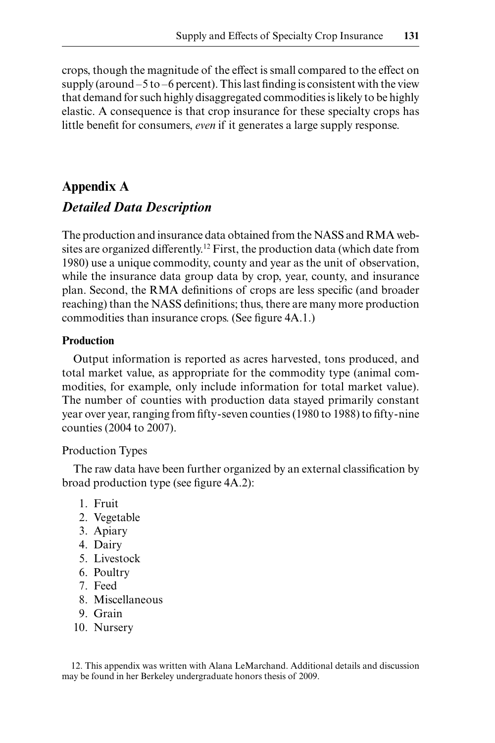crops, though the magnitude of the effect is small compared to the effect on supply (around –5 to –6 percent). This last finding is consistent with the view that demand for such highly disaggregated commodities is likely to be highly elastic. A consequence is that crop insurance for these specialty crops has little benefit for consumers, *even* if it generates a large supply response.

## Appendix A

## *Detailed Data Description*

The production and insurance data obtained from the NASS and RMA websites are organized differently.[12] First, the production data (which date from 1980) use a unique commodity, county and year as the unit of observation, while the insurance data group data by crop, year, county, and insurance plan. Second, the RMA definitions of crops are less specific (and broader reaching) than the NASS definitions; thus, there are many more production commodities than insurance crops. (See figure 4A.1.)

### Production

Output information is reported as acres harvested, tons produced, and total market value, as appropriate for the commodity type (animal commodities, for example, only include information for total market value). The number of counties with production data stayed primarily constant year over year, ranging from fifty-seven counties (1980 to 1988) to fifty-nine counties (2004 to 2007).

Production Types

The raw data have been further organized by an external classification by broad production type (see figure 4A.2):

1. Fruit
2. Vegetable
3. Apiary
4. Dairy
5. Livestock
6. Poultry
7. Feed
8. Miscellaneous
9. Grain
10. Nursery

12. This appendix was written with Alana LeMarchand. Additional details and discussion may be found in her Berkeley undergraduate honors thesis of 2009.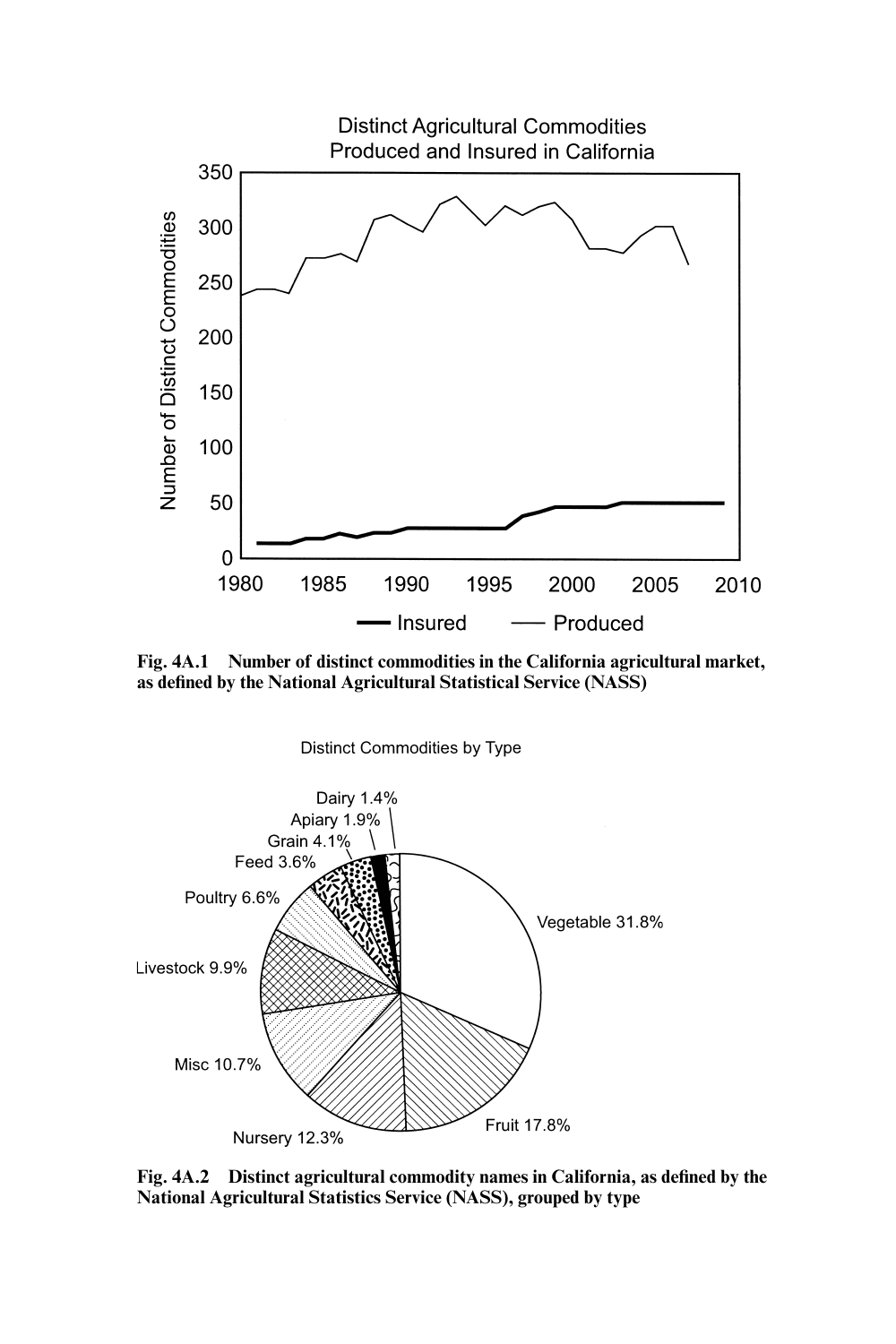Fig. 4A.1 Number of distinct commodities in the California agricultural market, as defined by the National Agricultural Statistical Service (NASS)

Fig. 4A.2 Distinct agricultural commodity names in California, as defined by the National Agricultural Statistics Service (NASS), grouped by type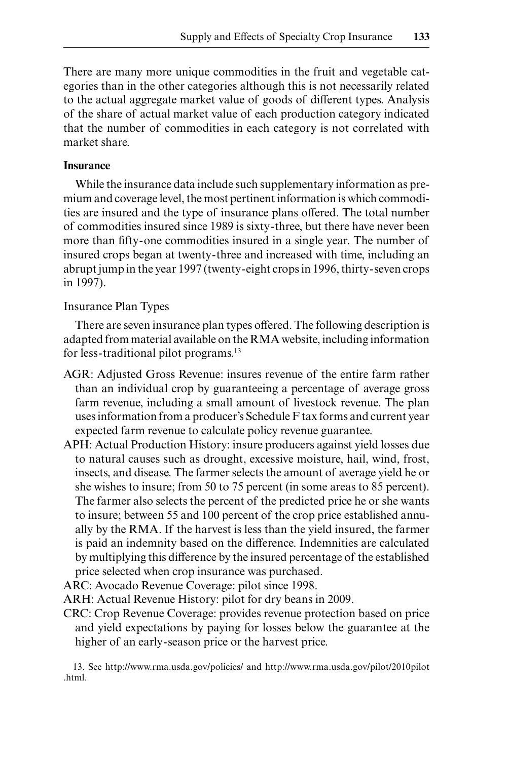There are many more unique commodities in the fruit and vegetable categories than in the other categories although this is not necessarily related to the actual aggregate market value of goods of different types. Analysis of the share of actual market value of each production category indicated that the number of commodities in each category is not correlated with market share.

### Insurance

While the insurance data include such supplementary information as premium and coverage level, the most pertinent information is which commodities are insured and the type of insurance plans offered. The total number of commodities insured since 1989 is sixty-three, but there have never been more than fifty-one commodities insured in a single year. The number of insured crops began at twenty-three and increased with time, including an abrupt jump in the year 1997 (twenty-eight crops in 1996, thirty-seven crops in 1997).

#### Insurance Plan Types

There are seven insurance plan types offered. The following description is adapted from material available on the RMA website, including information for less-traditional pilot programs.[13]

- AGR: Adjusted Gross Revenue: insures revenue of the entire farm rather than an individual crop by guaranteeing a percentage of average gross farm revenue, including a small amount of livestock revenue. The plan uses information from a producer's Schedule F tax forms and current year expected farm revenue to calculate policy revenue guarantee.
- APH: Actual Production History: insure producers against yield losses due to natural causes such as drought, excessive moisture, hail, wind, frost, insects, and disease. The farmer selects the amount of average yield he or she wishes to insure; from 50 to 75 percent (in some areas to 85 percent). The farmer also selects the percent of the predicted price he or she wants to insure; between 55 and 100 percent of the crop price established annually by the RMA. If the harvest is less than the yield insured, the farmer is paid an indemnity based on the difference. Indemnities are calculated by multiplying this difference by the insured percentage of the established price selected when crop insurance was purchased.
- ARC: Avocado Revenue Coverage: pilot since 1998.
- ARH: Actual Revenue History: pilot for dry beans in 2009.
- CRC: Crop Revenue Coverage: provides revenue protection based on price and yield expectations by paying for losses below the guarantee at the higher of an early-season price or the harvest price.

13. See http://www.rma.usda.gov/policies/ and http://www.rma.usda.gov/pilot/2010pilot.html.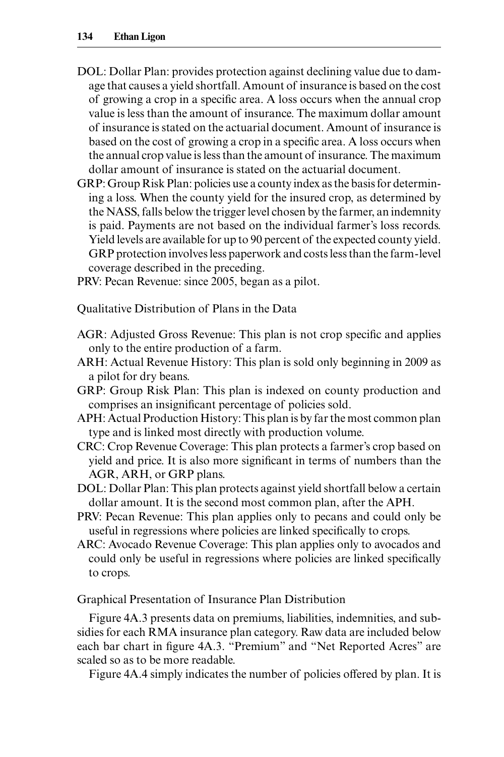DOL: Dollar Plan: provides protection against declining value due to damage that causes a yield shortfall. Amount of insurance is based on the cost of growing a crop in a specific area. A loss occurs when the annual crop value is less than the amount of insurance. The maximum dollar amount of insurance is stated on the actuarial document. Amount of insurance is based on the cost of growing a crop in a specific area. A loss occurs when the annual crop value is less than the amount of insurance. The maximum dollar amount of insurance is stated on the actuarial document.

GRP: Group Risk Plan: policies use a county index as the basis for determining a loss. When the county yield for the insured crop, as determined by the NASS, falls below the trigger level chosen by the farmer, an indemnity is paid. Payments are not based on the individual farmer's loss records. Yield levels are available for up to 90 percent of the expected county yield. GRP protection involves less paperwork and costs less than the farm-level coverage described in the preceding.

PRV: Pecan Revenue: since 2005, began as a pilot.

Qualitative Distribution of Plans in the Data

AGR: Adjusted Gross Revenue: This plan is not crop specific and applies only to the entire production of a farm.

ARH: Actual Revenue History: This plan is sold only beginning in 2009 as a pilot for dry beans.

GRP: Group Risk Plan: This plan is indexed on county production and comprises an insignificant percentage of policies sold.

APH: Actual Production History: This plan is by far the most common plan type and is linked most directly with production volume.

CRC: Crop Revenue Coverage: This plan protects a farmer's crop based on yield and price. It is also more significant in terms of numbers than the AGR, ARH, or GRP plans.

DOL: Dollar Plan: This plan protects against yield shortfall below a certain dollar amount. It is the second most common plan, after the APH.

PRV: Pecan Revenue: This plan applies only to pecans and could only be useful in regressions where policies are linked specifically to crops.

ARC: Avocado Revenue Coverage: This plan applies only to avocados and could only be useful in regressions where policies are linked specifically to crops.

Graphical Presentation of Insurance Plan Distribution

Figure 4A.3 presents data on premiums, liabilities, indemnities, and subsidies for each RMA insurance plan category. Raw data are included below each bar chart in figure 4A.3. "Premium" and "Net Reported Acres" are scaled so as to be more readable.

Figure 4A.4 simply indicates the number of policies offered by plan. It is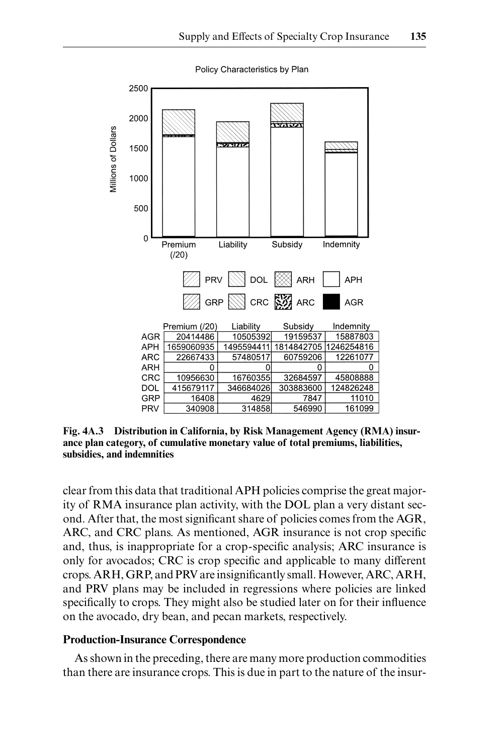Policy Characteristics by Plan

|  | Premium (/20) | Liability | Subsidy | Indemnity |
|---|---|---|---|---|
| AGR | 20414486 | 10505392 | 19159537 | 15887803 |
| APH | 1659060935 | 1495594411 | 1814842705 | 1246254816 |
| ARC | 22667433 | 57480517 | 60759206 | 12261077 |
| ARH | 0 | 0 | 0 | 0 |
| CRC | 10956630 | 16760355 | 32684597 | 45808888 |
| DOL | 415679117 | 346684026 | 303883600 | 124826248 |
| GRP | 16408 | 4629 | 7847 | 11010 |
| PRV | 340908 | 314858 | 546990 | 161099 |

**Fig. 4A.3 Distribution in California, by Risk Management Agency (RMA) insurance plan category, of cumulative monetary value of total premiums, liabilities, subsidies, and indemnities**

clear from this data that traditional APH policies comprise the great majority of RMA insurance plan activity, with the DOL plan a very distant second. After that, the most significant share of policies comes from the AGR, ARC, and CRC plans. As mentioned, AGR insurance is not crop specific and, thus, is inappropriate for a crop-specific analysis; ARC insurance is only for avocados; CRC is crop specific and applicable to many different crops. ARH, GRP, and PRV are insignificantly small. However, ARC, ARH, and PRV plans may be included in regressions where policies are linked specifically to crops. They might also be studied later on for their influence on the avocado, dry bean, and pecan markets, respectively.

### Production-Insurance Correspondence

As shown in the preceding, there are many more production commodities than there are insurance crops. This is due in part to the nature of the insur-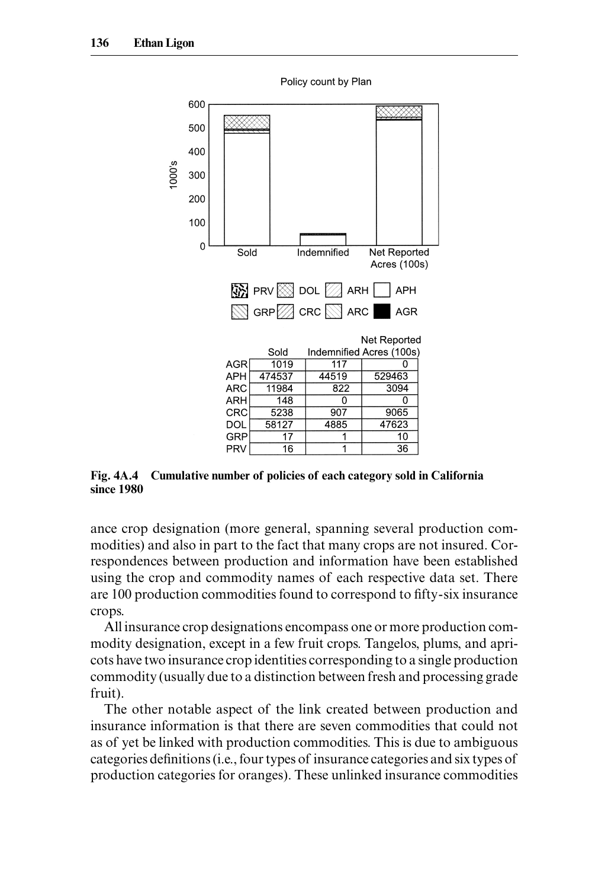Policy count by Plan

| | Sold | Indemnified | Net Reported Acres (100s) |
|---|---|---|---|
| AGR | 1019 | 117 | 0 |
| APH | 474537 | 44519 | 529463 |
| ARC | 11984 | 822 | 3094 |
| ARH | 148 | 0 | 0 |
| CRC | 5238 | 907 | 9065 |
| DOL | 58127 | 4885 | 47623 |
| GRP | 17 | 1 | 10 |
| PRV | 16 | 1 | 36 |

**Fig. 4A.4 Cumulative number of policies of each category sold in California since 1980**

ance crop designation (more general, spanning several production commodities) and also in part to the fact that many crops are not insured. Correspondences between production and information have been established using the crop and commodity names of each respective data set. There are 100 production commodities found to correspond to fifty-six insurance crops.

All insurance crop designations encompass one or more production commodity designation, except in a few fruit crops. Tangelos, plums, and apricots have two insurance crop identities corresponding to a single production commodity (usually due to a distinction between fresh and processing grade fruit).

The other notable aspect of the link created between production and insurance information is that there are seven commodities that could not as of yet be linked with production commodities. This is due to ambiguous categories definitions (i.e., four types of insurance categories and six types of production categories for oranges). These unlinked insurance commodities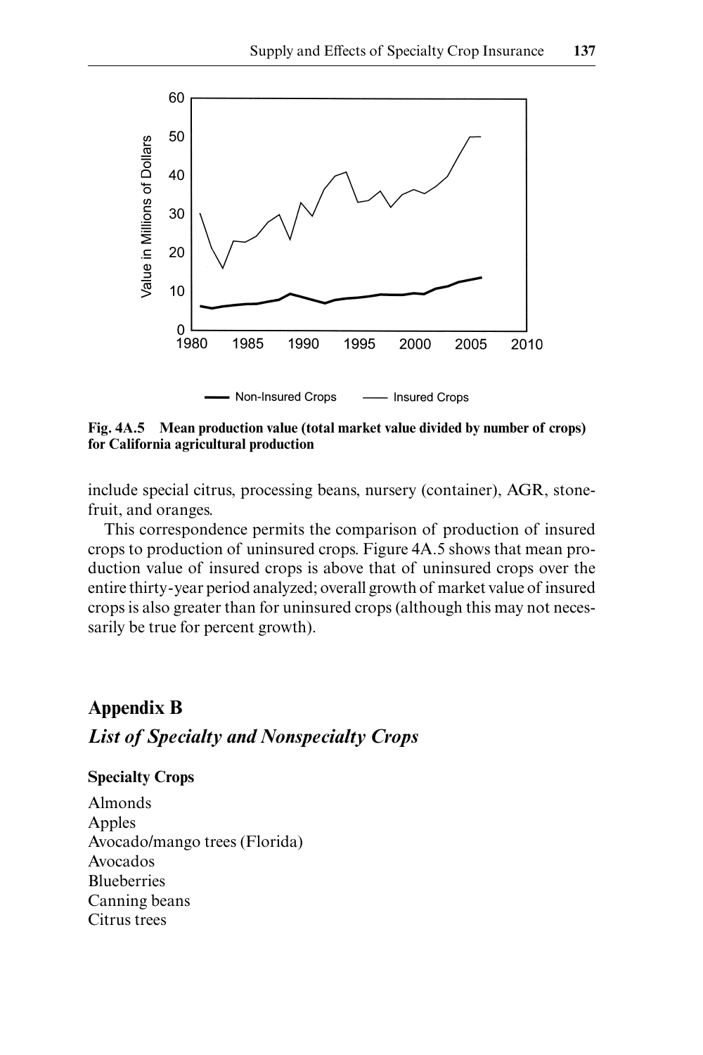Fig. 4A.5 Mean production value (total market value divided by number of crops) for California agricultural production

include special citrus, processing beans, nursery (container), AGR, stonefruit, and oranges.

This correspondence permits the comparison of production of insured crops to production of uninsured crops. Figure 4A.5 shows that mean production value of insured crops is above that of uninsured crops over the entire thirty-year period analyzed; overall growth of market value of insured crops is also greater than for uninsured crops (although this may not necessarily be true for percent growth).

## Appendix B

### *List of Specialty and Nonspecialty Crops*

**Specialty Crops**

Almonds
Apples
Avocado/mango trees (Florida)
Avocados
Blueberries
Canning beans
Citrus trees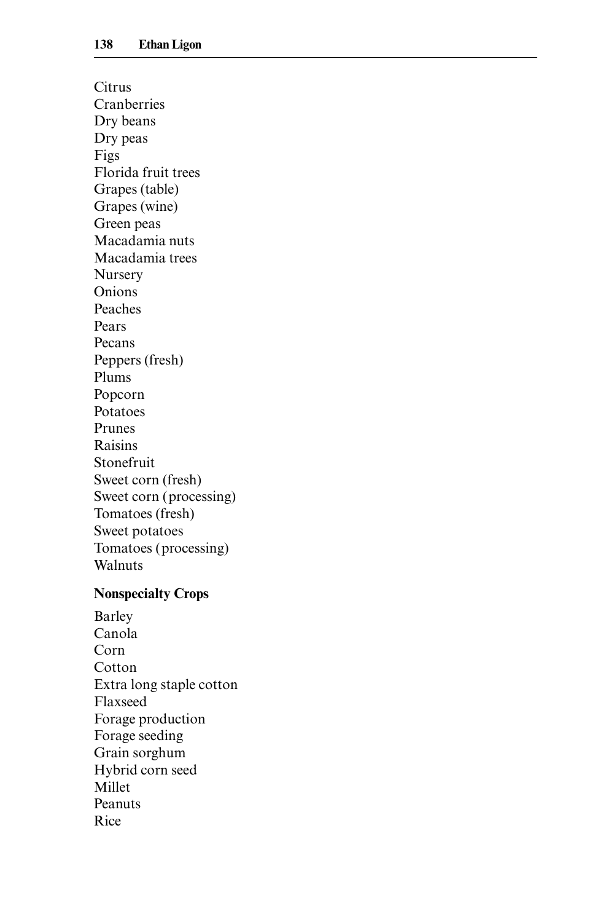Citrus
Cranberries
Dry beans
Dry peas
Figs
Florida fruit trees
Grapes (table)
Grapes (wine)
Green peas
Macadamia nuts
Macadamia trees
Nursery
Onions
Peaches
Pears
Pecans
Peppers (fresh)
Plums
Popcorn
Potatoes
Prunes
Raisins
Stonefruit
Sweet corn (fresh)
Sweet corn (processing)
Tomatoes (fresh)
Sweet potatoes
Tomatoes (processing)
Walnuts

**Nonspecialty Crops**

Barley
Canola
Corn
Cotton
Extra long staple cotton
Flaxseed
Forage production
Forage seeding
Grain sorghum
Hybrid corn seed
Millet
Peanuts
Rice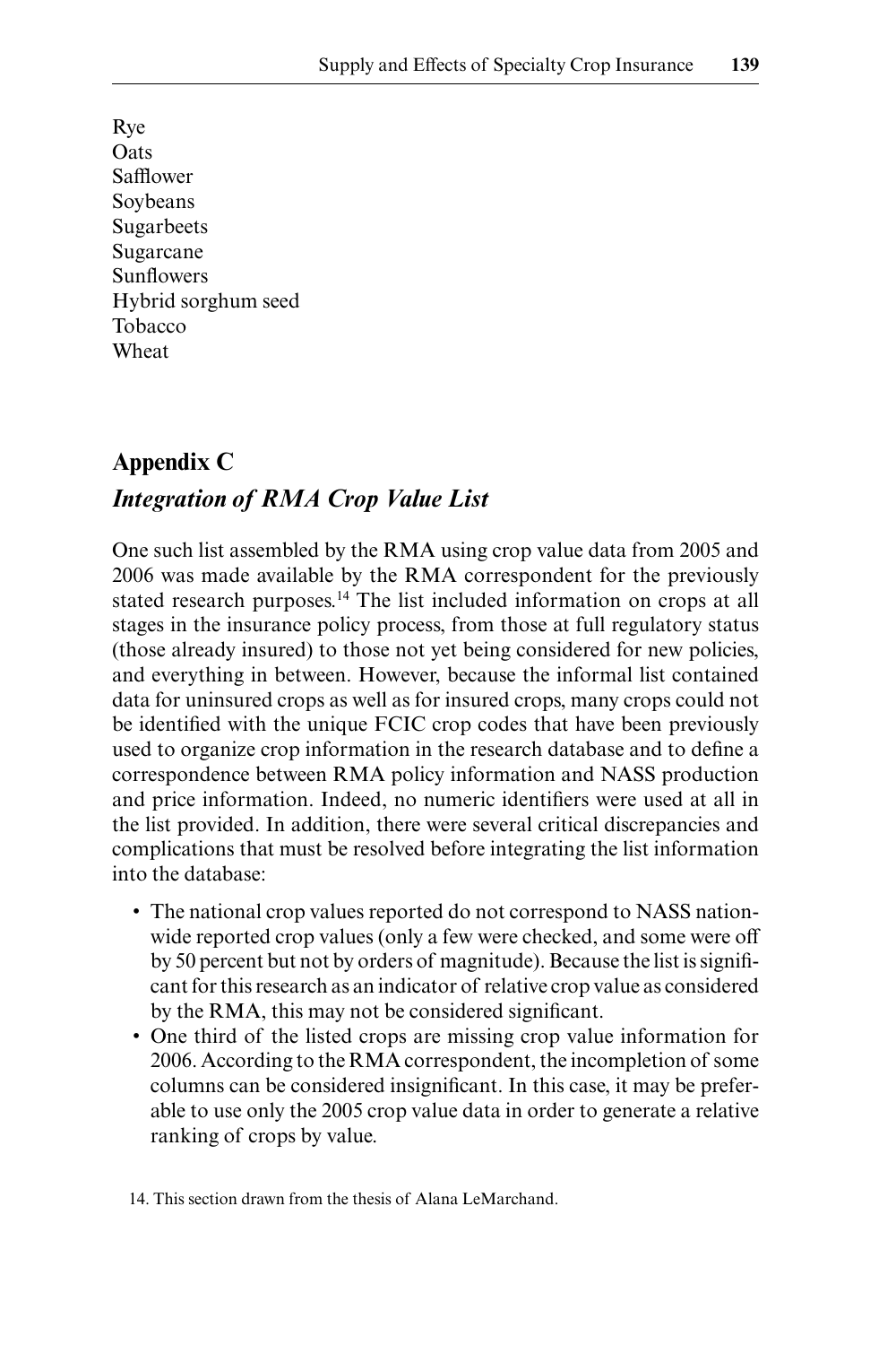Rye
Oats
Safflower
Soybeans
Sugarbeets
Sugarcane
Sunflowers
Hybrid sorghum seed
Tobacco
Wheat

## Appendix C

### *Integration of RMA Crop Value List*

One such list assembled by the RMA using crop value data from 2005 and 2006 was made available by the RMA correspondent for the previously stated research purposes.[14] The list included information on crops at all stages in the insurance policy process, from those at full regulatory status (those already insured) to those not yet being considered for new policies, and everything in between. However, because the informal list contained data for uninsured crops as well as for insured crops, many crops could not be identified with the unique FCIC crop codes that have been previously used to organize crop information in the research database and to define a correspondence between RMA policy information and NASS production and price information. Indeed, no numeric identifiers were used at all in the list provided. In addition, there were several critical discrepancies and complications that must be resolved before integrating the list information into the database:

- The national crop values reported do not correspond to NASS nationwide reported crop values (only a few were checked, and some were off by 50 percent but not by orders of magnitude). Because the list is significant for this research as an indicator of relative crop value as considered by the RMA, this may not be considered significant.
- One third of the listed crops are missing crop value information for 2006. According to the RMA correspondent, the incompletion of some columns can be considered insignificant. In this case, it may be preferable to use only the 2005 crop value data in order to generate a relative ranking of crops by value.

14. This section drawn from the thesis of Alana LeMarchand.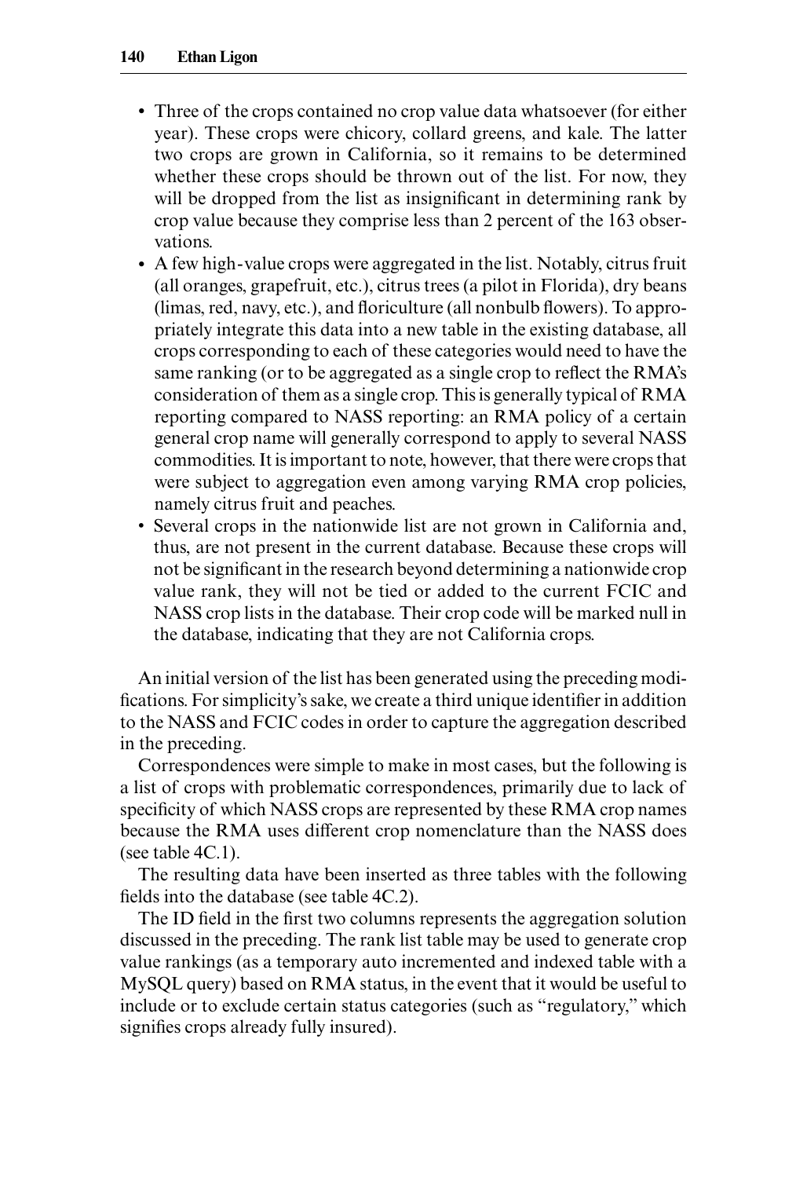- Three of the crops contained no crop value data whatsoever (for either year). These crops were chicory, collard greens, and kale. The latter two crops are grown in California, so it remains to be determined whether these crops should be thrown out of the list. For now, they will be dropped from the list as insignificant in determining rank by crop value because they comprise less than 2 percent of the 163 observations.
- A few high-value crops were aggregated in the list. Notably, citrus fruit (all oranges, grapefruit, etc.), citrus trees (a pilot in Florida), dry beans (limas, red, navy, etc.), and floriculture (all nonbulb flowers). To appropriately integrate this data into a new table in the existing database, all crops corresponding to each of these categories would need to have the same ranking (or to be aggregated as a single crop to reflect the RMA's consideration of them as a single crop. This is generally typical of RMA reporting compared to NASS reporting: an RMA policy of a certain general crop name will generally correspond to apply to several NASS commodities. It is important to note, however, that there were crops that were subject to aggregation even among varying RMA crop policies, namely citrus fruit and peaches.
- Several crops in the nationwide list are not grown in California and, thus, are not present in the current database. Because these crops will not be significant in the research beyond determining a nationwide crop value rank, they will not be tied or added to the current FCIC and NASS crop lists in the database. Their crop code will be marked null in the database, indicating that they are not California crops.

An initial version of the list has been generated using the preceding modifications. For simplicity's sake, we create a third unique identifier in addition to the NASS and FCIC codes in order to capture the aggregation described in the preceding.

Correspondences were simple to make in most cases, but the following is a list of crops with problematic correspondences, primarily due to lack of specificity of which NASS crops are represented by these RMA crop names because the RMA uses different crop nomenclature than the NASS does (see table 4C.1).

The resulting data have been inserted as three tables with the following fields into the database (see table 4C.2).

The ID field in the first two columns represents the aggregation solution discussed in the preceding. The rank list table may be used to generate crop value rankings (as a temporary auto incremented and indexed table with a MySQL query) based on RMA status, in the event that it would be useful to include or to exclude certain status categories (such as "regulatory," which signifies crops already fully insured).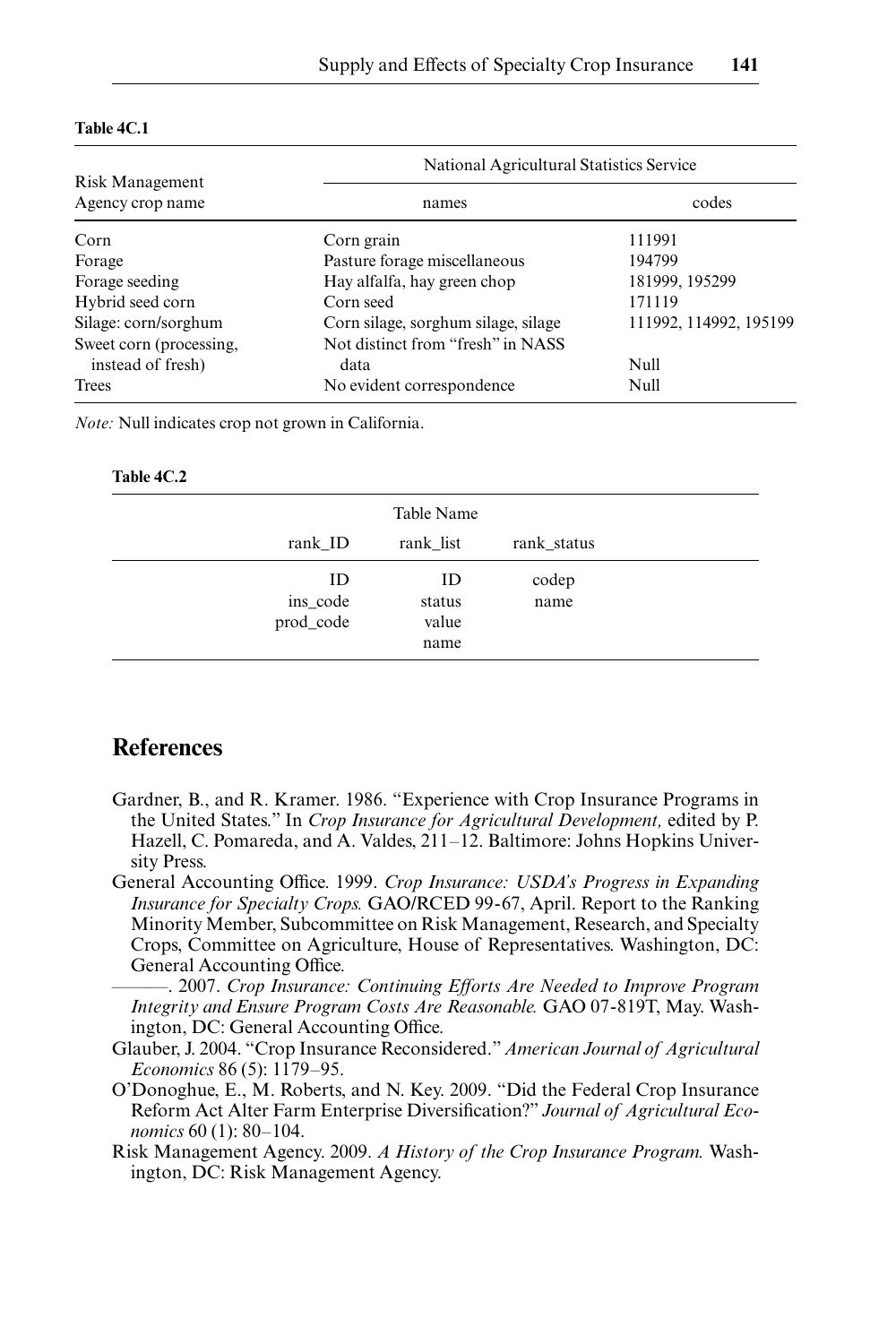**Table 4C.1**

| Risk Management Agency crop name | National Agricultural Statistics Service | |
|---|---|---|
| | names | codes |
| Corn | Corn grain | 111991 |
| Forage | Pasture forage miscellaneous | 194799 |
| Forage seeding | Hay alfalfa, hay green chop | 181999, 195299 |
| Hybrid seed corn | Corn seed | 171119 |
| Silage: corn/sorghum | Corn silage, sorghum silage, silage | 111992, 114992, 195199 |
| Sweet corn (processing, instead of fresh) | Not distinct from "fresh" in NASS data | Null |
| Trees | No evident correspondence | Null |

*Note:* Null indicates crop not grown in California.

**Table 4C.2**

| Table Name | | |
|---|---|---|
| rank_ID | rank_list | rank_status |
| ID | ID | codep |
| ins_code | status | name |
| prod_code | value | |
| | name | |

## References

Gardner, B., and R. Kramer. 1986. "Experience with Crop Insurance Programs in the United States." In *Crop Insurance for Agricultural Development,* edited by P. Hazell, C. Pomareda, and A. Valdes, 211–12. Baltimore: Johns Hopkins University Press.

General Accounting Office. 1999. *Crop Insurance: USDA's Progress in Expanding Insurance for Specialty Crops.* GAO/RCED 99-67, April. Report to the Ranking Minority Member, Subcommittee on Risk Management, Research, and Specialty Crops, Committee on Agriculture, House of Representatives. Washington, DC: General Accounting Office.

———. 2007. *Crop Insurance: Continuing Efforts Are Needed to Improve Program Integrity and Ensure Program Costs Are Reasonable.* GAO 07-819T, May. Washington, DC: General Accounting Office.

Glauber, J. 2004. "Crop Insurance Reconsidered." *American Journal of Agricultural Economics* 86 (5): 1179–95.

O'Donoghue, E., M. Roberts, and N. Key. 2009. "Did the Federal Crop Insurance Reform Act Alter Farm Enterprise Diversification?" *Journal of Agricultural Economics* 60 (1): 80–104.

Risk Management Agency. 2009. *A History of the Crop Insurance Program.* Washington, DC: Risk Management Agency.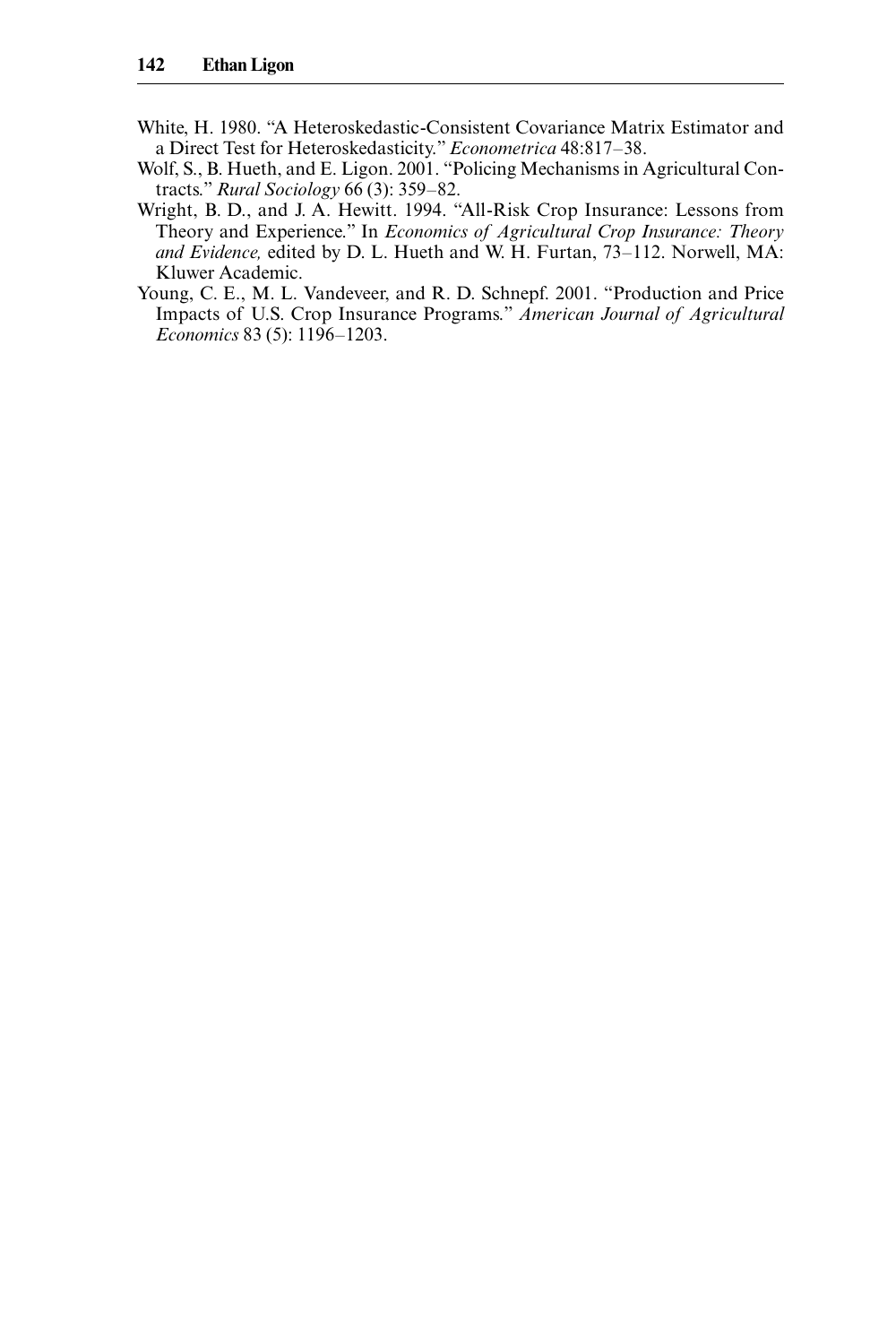White, H. 1980. "A Heteroskedastic-Consistent Covariance Matrix Estimator and a Direct Test for Heteroskedasticity." *Econometrica* 48:817–38.

Wolf, S., B. Hueth, and E. Ligon. 2001. "Policing Mechanisms in Agricultural Contracts." *Rural Sociology* 66 (3): 359–82.

Wright, B. D., and J. A. Hewitt. 1994. "All-Risk Crop Insurance: Lessons from Theory and Experience." In *Economics of Agricultural Crop Insurance: Theory and Evidence,* edited by D. L. Hueth and W. H. Furtan, 73–112. Norwell, MA: Kluwer Academic.

Young, C. E., M. L. Vandeveer, and R. D. Schnepf. 2001. "Production and Price Impacts of U.S. Crop Insurance Programs." *American Journal of Agricultural Economics* 83 (5): 1196–1203.